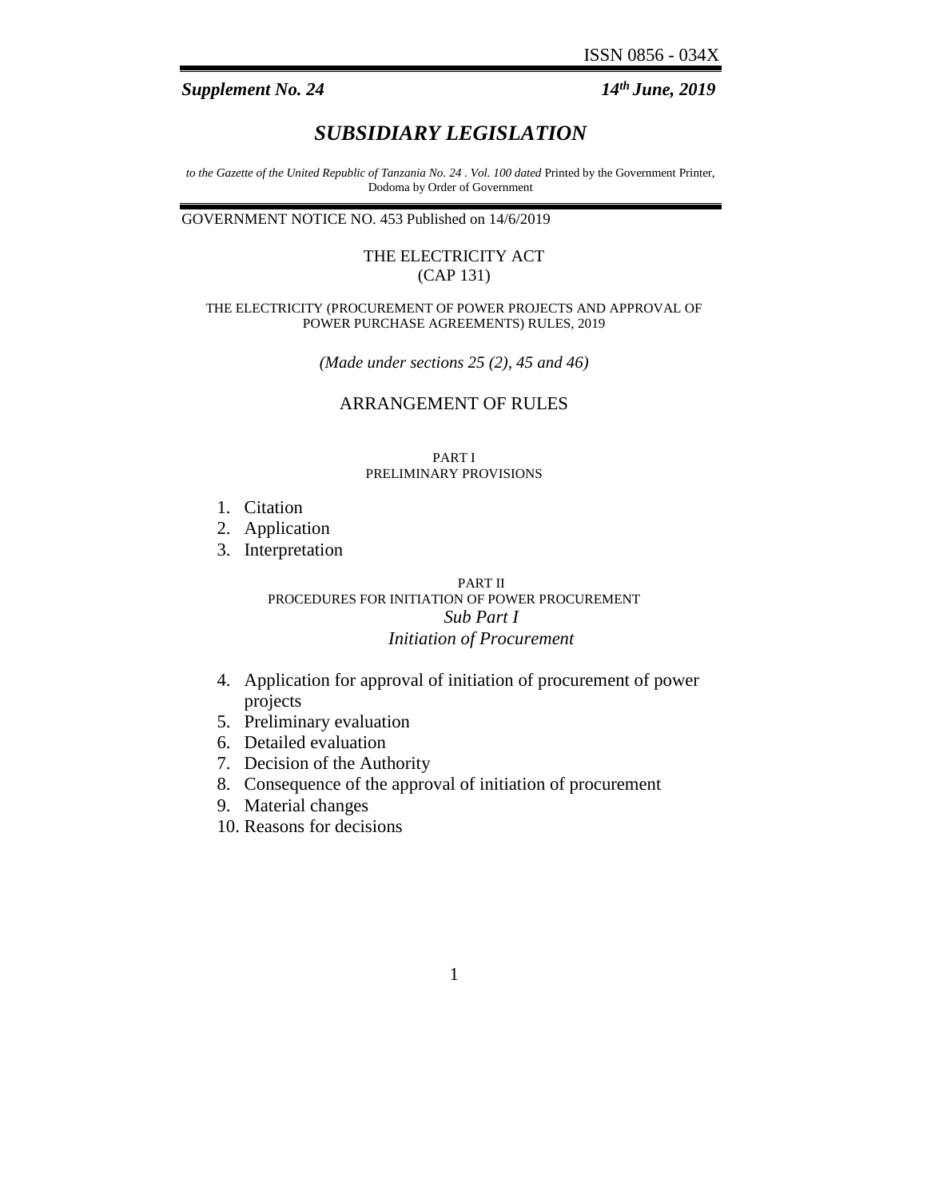ISSN 0856 - 034X

***Supplement No. 24*** ***14th June, 2019***

# *SUBSIDIARY LEGISLATION*

*to the Gazette of the United Republic of Tanzania No. 24 . Vol. 100 dated* Printed by the Government Printer, Dodoma by Order of Government

GOVERNMENT NOTICE NO. 453 Published on 14/6/2019

THE ELECTRICITY ACT
(CAP 131)

THE ELECTRICITY (PROCUREMENT OF POWER PROJECTS AND APPROVAL OF POWER PURCHASE AGREEMENTS) RULES, 2019

*(Made under sections 25 (2), 45 and 46)*

## ARRANGEMENT OF RULES

PART I
PRELIMINARY PROVISIONS

1. Citation
2. Application
3. Interpretation

PART II
PROCEDURES FOR INITIATION OF POWER PROCUREMENT
*Sub Part I*
*Initiation of Procurement*

4. Application for approval of initiation of procurement of power projects
5. Preliminary evaluation
6. Detailed evaluation
7. Decision of the Authority
8. Consequence of the approval of initiation of procurement
9. Material changes
10. Reasons for decisions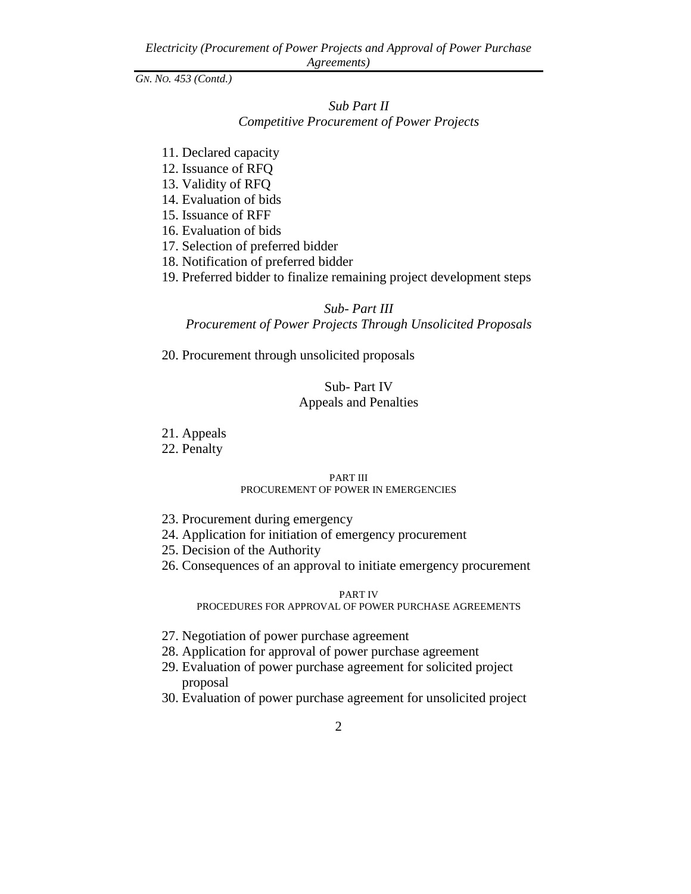*GN. NO. 453 (Contd.)*

*Sub Part II*
*Competitive Procurement of Power Projects*

11. Declared capacity
12. Issuance of RFQ
13. Validity of RFQ
14. Evaluation of bids
15. Issuance of RFF
16. Evaluation of bids
17. Selection of preferred bidder
18. Notification of preferred bidder
19. Preferred bidder to finalize remaining project development steps

*Sub- Part III*
*Procurement of Power Projects Through Unsolicited Proposals*

20. Procurement through unsolicited proposals

Sub- Part IV
Appeals and Penalties

21. Appeals
22. Penalty

PART III
PROCUREMENT OF POWER IN EMERGENCIES

23. Procurement during emergency
24. Application for initiation of emergency procurement
25. Decision of the Authority
26. Consequences of an approval to initiate emergency procurement

PART IV
PROCEDURES FOR APPROVAL OF POWER PURCHASE AGREEMENTS

27. Negotiation of power purchase agreement
28. Application for approval of power purchase agreement
29. Evaluation of power purchase agreement for solicited project proposal
30. Evaluation of power purchase agreement for unsolicited project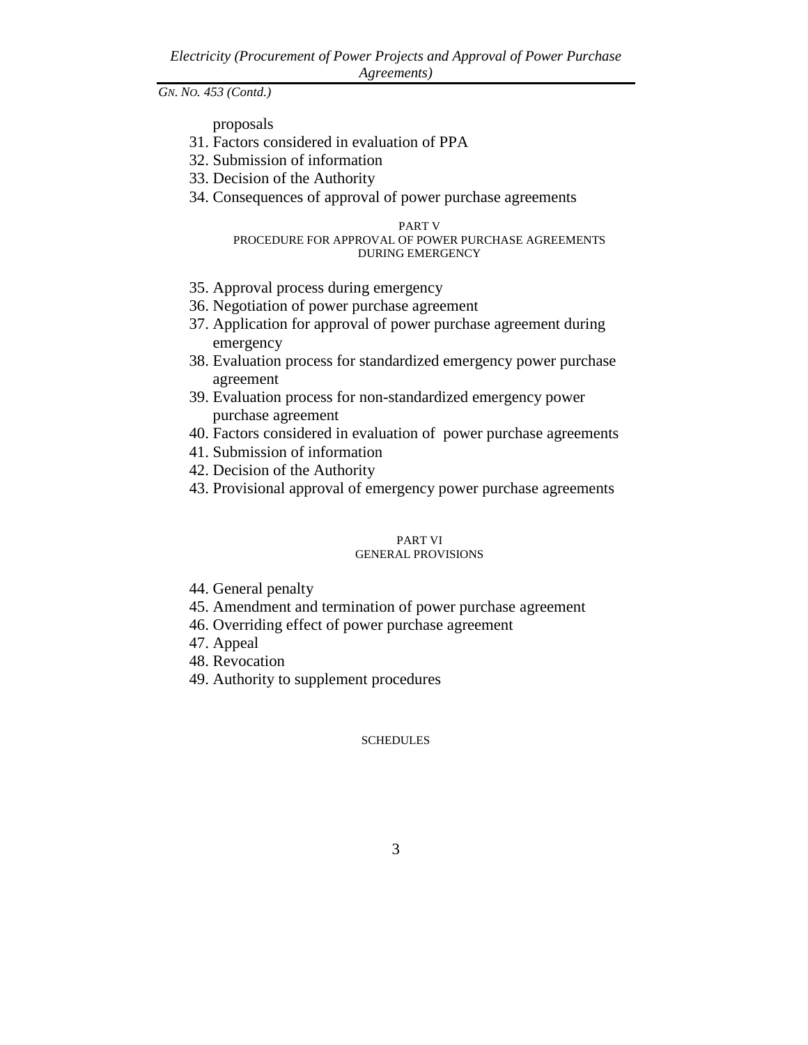proposals

31. Factors considered in evaluation of PPA
32. Submission of information
33. Decision of the Authority
34. Consequences of approval of power purchase agreements

PART V
PROCEDURE FOR APPROVAL OF POWER PURCHASE AGREEMENTS DURING EMERGENCY

35. Approval process during emergency
36. Negotiation of power purchase agreement
37. Application for approval of power purchase agreement during emergency
38. Evaluation process for standardized emergency power purchase agreement
39. Evaluation process for non-standardized emergency power purchase agreement
40. Factors considered in evaluation of power purchase agreements
41. Submission of information
42. Decision of the Authority
43. Provisional approval of emergency power purchase agreements

PART VI
GENERAL PROVISIONS

44. General penalty
45. Amendment and termination of power purchase agreement
46. Overriding effect of power purchase agreement
47. Appeal
48. Revocation
49. Authority to supplement procedures

SCHEDULES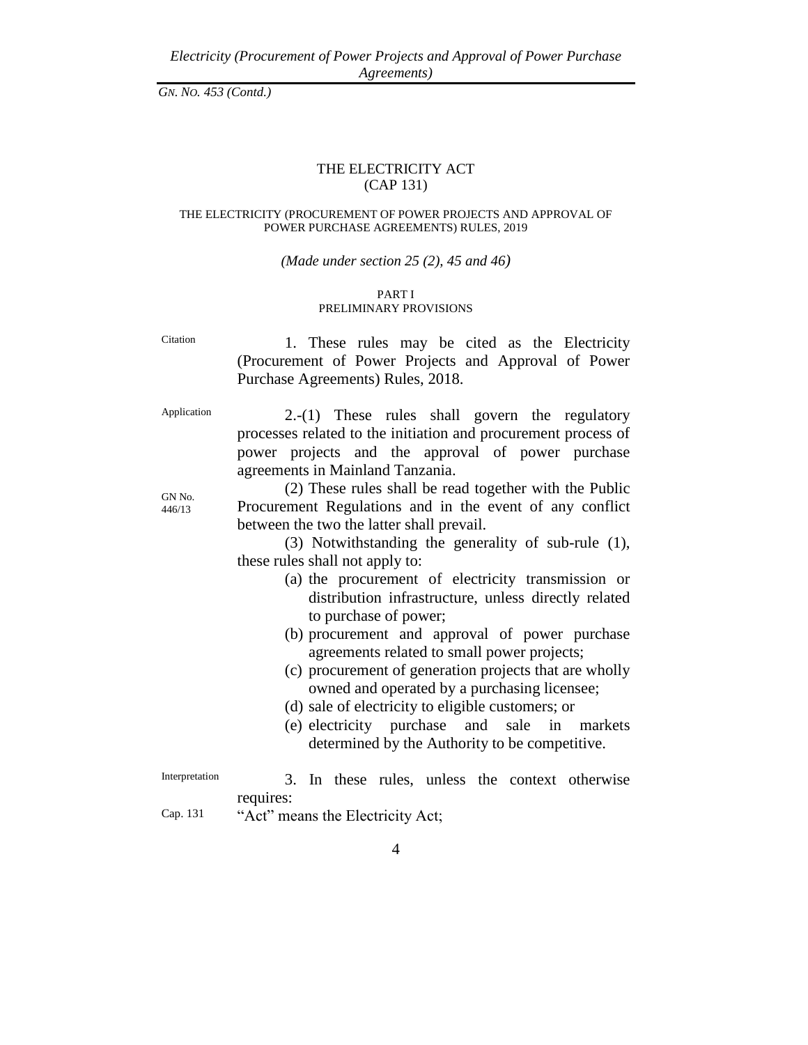*GN. NO. 453 (Contd.)*

THE ELECTRICITY ACT
(CAP 131)

THE ELECTRICITY (PROCUREMENT OF POWER PROJECTS AND APPROVAL OF POWER PURCHASE AGREEMENTS) RULES, 2019

*(Made under section 25 (2), 45 and 46)*

PART I
PRELIMINARY PROVISIONS

Citation

1. These rules may be cited as the Electricity (Procurement of Power Projects and Approval of Power Purchase Agreements) Rules, 2018.

Application

2.-(1) These rules shall govern the regulatory processes related to the initiation and procurement process of power projects and the approval of power purchase agreements in Mainland Tanzania.

GN No. 446/13

(2) These rules shall be read together with the Public Procurement Regulations and in the event of any conflict between the two the latter shall prevail.

(3) Notwithstanding the generality of sub-rule (1), these rules shall not apply to:

(a) the procurement of electricity transmission or distribution infrastructure, unless directly related to purchase of power;
(b) procurement and approval of power purchase agreements related to small power projects;
(c) procurement of generation projects that are wholly owned and operated by a purchasing licensee;
(d) sale of electricity to eligible customers; or
(e) electricity purchase and sale in markets determined by the Authority to be competitive.

Interpretation

3. In these rules, unless the context otherwise requires:

Cap. 131

"Act" means the Electricity Act;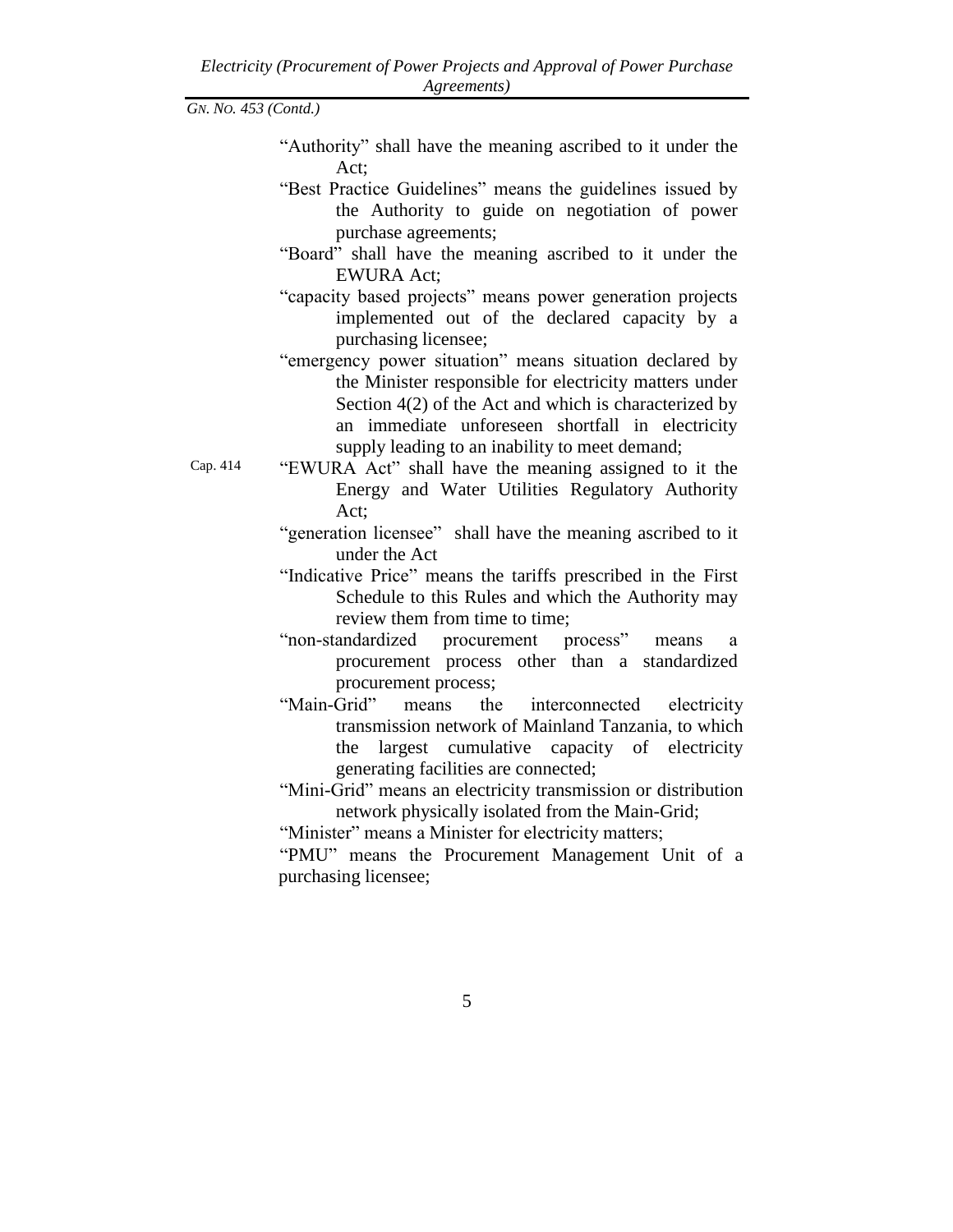*GN. NO. 453 (Contd.)*

"Authority" shall have the meaning ascribed to it under the Act;

"Best Practice Guidelines" means the guidelines issued by the Authority to guide on negotiation of power purchase agreements;

"Board" shall have the meaning ascribed to it under the EWURA Act;

"capacity based projects" means power generation projects implemented out of the declared capacity by a purchasing licensee;

"emergency power situation" means situation declared by the Minister responsible for electricity matters under Section 4(2) of the Act and which is characterized by an immediate unforeseen shortfall in electricity supply leading to an inability to meet demand;

Cap. 414 "EWURA Act" shall have the meaning assigned to it the Energy and Water Utilities Regulatory Authority Act;

"generation licensee" shall have the meaning ascribed to it under the Act

"Indicative Price" means the tariffs prescribed in the First Schedule to this Rules and which the Authority may review them from time to time;

"non-standardized procurement process" means a procurement process other than a standardized procurement process;

"Main-Grid" means the interconnected electricity transmission network of Mainland Tanzania, to which the largest cumulative capacity of electricity generating facilities are connected;

"Mini-Grid" means an electricity transmission or distribution network physically isolated from the Main-Grid;

"Minister" means a Minister for electricity matters;

"PMU" means the Procurement Management Unit of a purchasing licensee;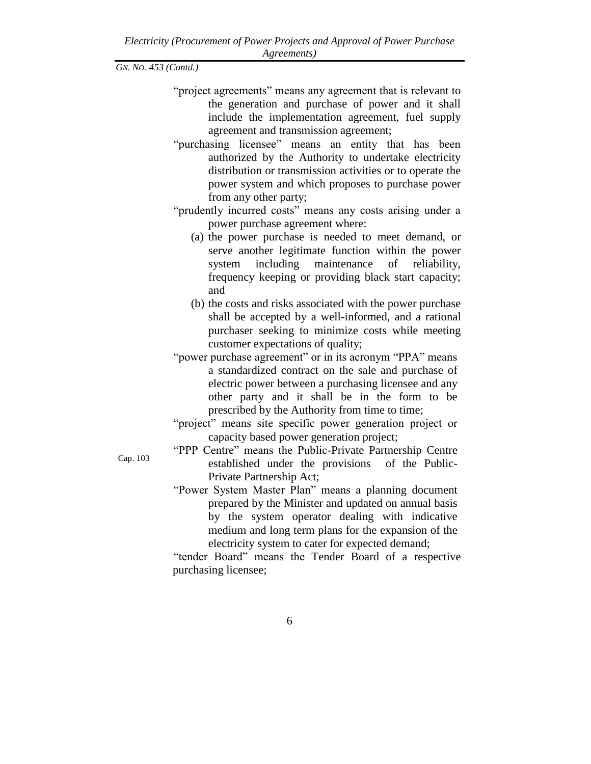"project agreements" means any agreement that is relevant to the generation and purchase of power and it shall include the implementation agreement, fuel supply agreement and transmission agreement;

"purchasing licensee" means an entity that has been authorized by the Authority to undertake electricity distribution or transmission activities or to operate the power system and which proposes to purchase power from any other party;

"prudently incurred costs" means any costs arising under a power purchase agreement where:

(a) the power purchase is needed to meet demand, or serve another legitimate function within the power system including maintenance of reliability, frequency keeping or providing black start capacity; and

(b) the costs and risks associated with the power purchase shall be accepted by a well-informed, and a rational purchaser seeking to minimize costs while meeting customer expectations of quality;

"power purchase agreement" or in its acronym "PPA" means a standardized contract on the sale and purchase of electric power between a purchasing licensee and any other party and it shall be in the form to be prescribed by the Authority from time to time;

"project" means site specific power generation project or capacity based power generation project;

Cap. 103

"PPP Centre" means the Public-Private Partnership Centre established under the provisions of the Public-Private Partnership Act;

"Power System Master Plan" means a planning document prepared by the Minister and updated on annual basis by the system operator dealing with indicative medium and long term plans for the expansion of the electricity system to cater for expected demand;

"tender Board" means the Tender Board of a respective purchasing licensee;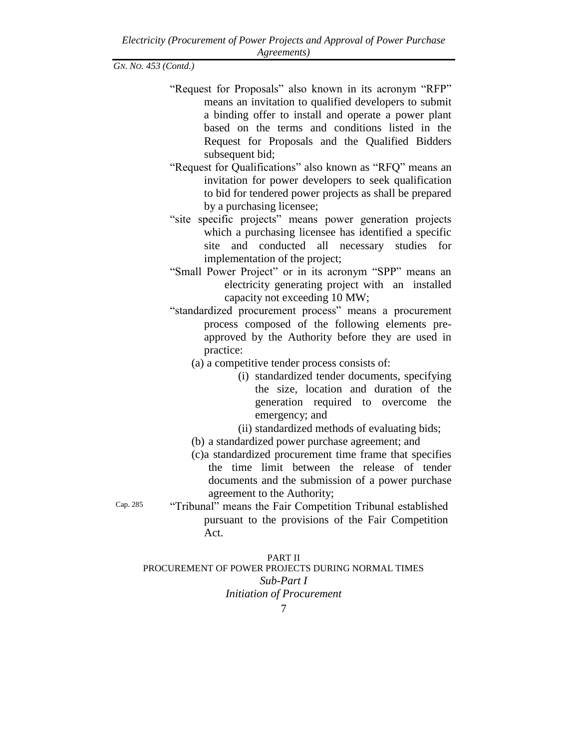"Request for Proposals" also known in its acronym "RFP" means an invitation to qualified developers to submit a binding offer to install and operate a power plant based on the terms and conditions listed in the Request for Proposals and the Qualified Bidders subsequent bid;

"Request for Qualifications" also known as "RFQ" means an invitation for power developers to seek qualification to bid for tendered power projects as shall be prepared by a purchasing licensee;

"site specific projects" means power generation projects which a purchasing licensee has identified a specific site and conducted all necessary studies for implementation of the project;

"Small Power Project" or in its acronym "SPP" means an electricity generating project with an installed capacity not exceeding 10 MW;

"standardized procurement process" means a procurement process composed of the following elements pre-approved by the Authority before they are used in practice:

(a) a competitive tender process consists of:

(i) standardized tender documents, specifying the size, location and duration of the generation required to overcome the emergency; and

(ii) standardized methods of evaluating bids;

(b) a standardized power purchase agreement; and

(c)a standardized procurement time frame that specifies the time limit between the release of tender documents and the submission of a power purchase agreement to the Authority;

Cap. 285

"Tribunal" means the Fair Competition Tribunal established pursuant to the provisions of the Fair Competition Act.

## PART II
## PROCUREMENT OF POWER PROJECTS DURING NORMAL TIMES
### *Sub-Part I*
### *Initiation of Procurement*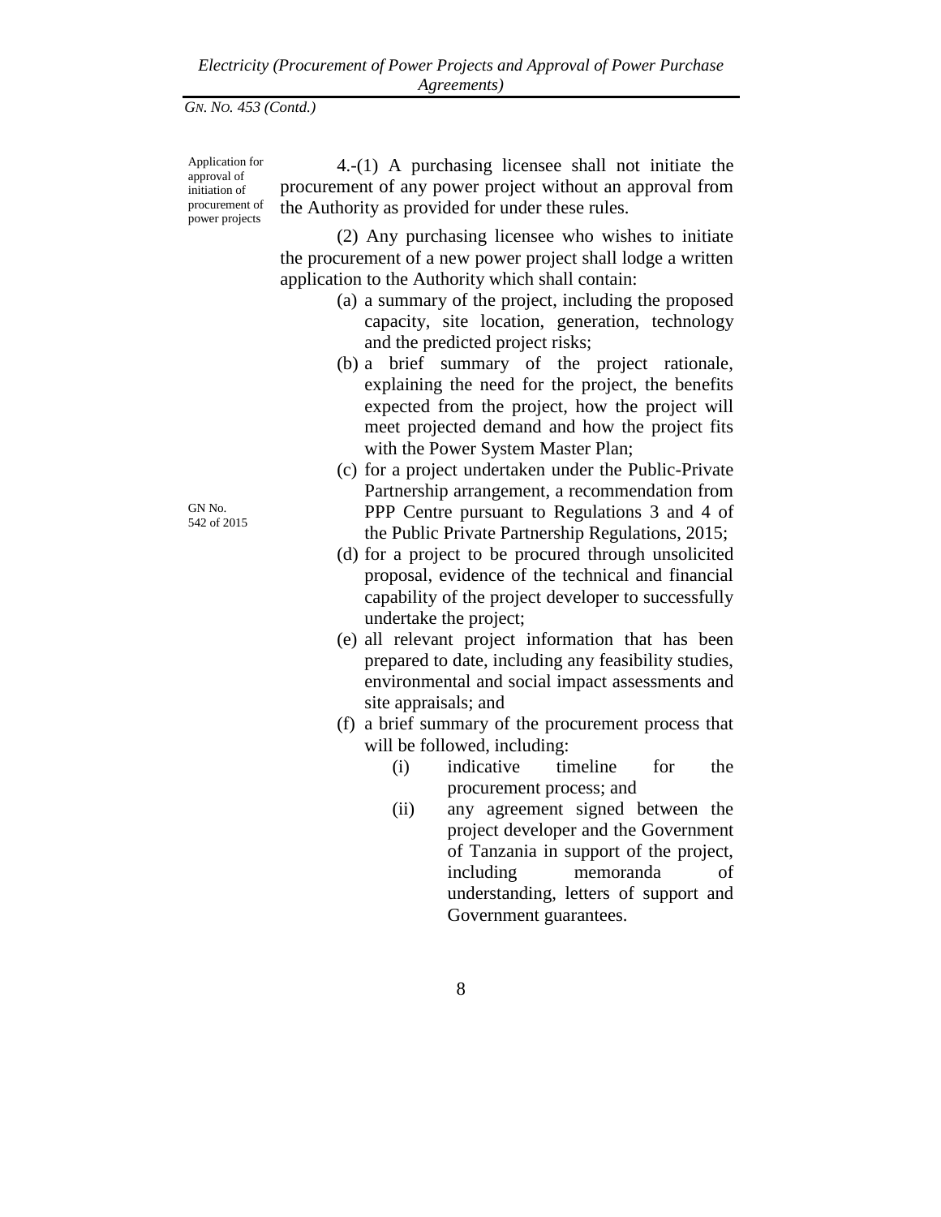*GN. NO. 453 (Contd.)*

Application for approval of initiation of procurement of power projects

4.-(1) A purchasing licensee shall not initiate the procurement of any power project without an approval from the Authority as provided for under these rules.

(2) Any purchasing licensee who wishes to initiate the procurement of a new power project shall lodge a written application to the Authority which shall contain:

(a) a summary of the project, including the proposed capacity, site location, generation, technology and the predicted project risks;

(b) a brief summary of the project rationale, explaining the need for the project, the benefits expected from the project, how the project will meet projected demand and how the project fits with the Power System Master Plan;

GN No. 542 of 2015

(c) for a project undertaken under the Public-Private Partnership arrangement, a recommendation from PPP Centre pursuant to Regulations 3 and 4 of the Public Private Partnership Regulations, 2015;

(d) for a project to be procured through unsolicited proposal, evidence of the technical and financial capability of the project developer to successfully undertake the project;

(e) all relevant project information that has been prepared to date, including any feasibility studies, environmental and social impact assessments and site appraisals; and

(f) a brief summary of the procurement process that will be followed, including:

  (i) indicative timeline for the procurement process; and

  (ii) any agreement signed between the project developer and the Government of Tanzania in support of the project, including memoranda of understanding, letters of support and Government guarantees.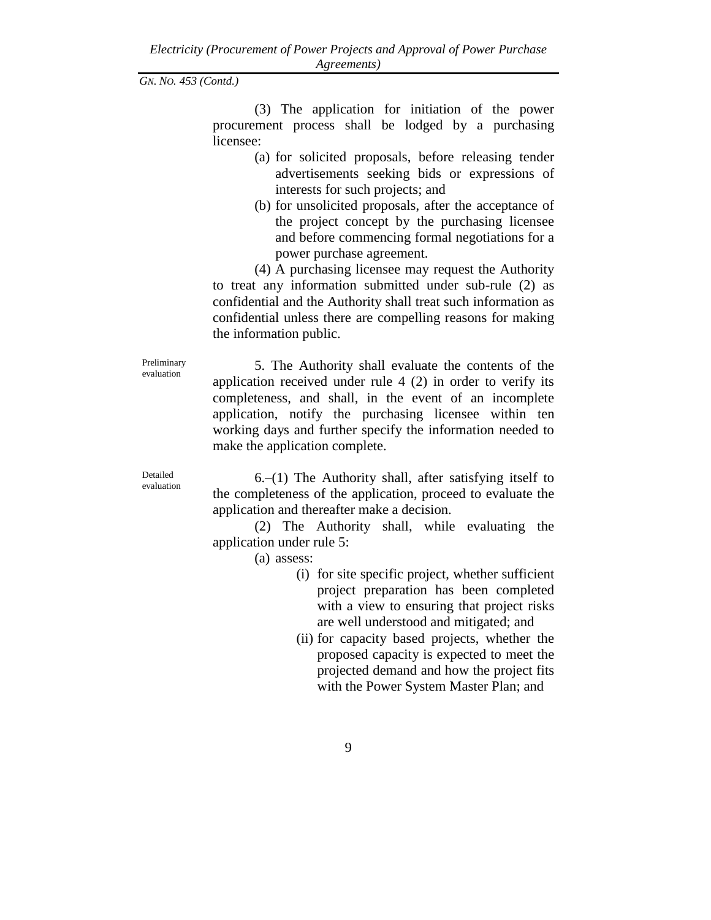(3) The application for initiation of the power procurement process shall be lodged by a purchasing licensee:

(a) for solicited proposals, before releasing tender advertisements seeking bids or expressions of interests for such projects; and

(b) for unsolicited proposals, after the acceptance of the project concept by the purchasing licensee and before commencing formal negotiations for a power purchase agreement.

(4) A purchasing licensee may request the Authority to treat any information submitted under sub-rule (2) as confidential and the Authority shall treat such information as confidential unless there are compelling reasons for making the information public.

Preliminary evaluation

5. The Authority shall evaluate the contents of the application received under rule 4 (2) in order to verify its completeness, and shall, in the event of an incomplete application, notify the purchasing licensee within ten working days and further specify the information needed to make the application complete.

Detailed evaluation

6.–(1) The Authority shall, after satisfying itself to the completeness of the application, proceed to evaluate the application and thereafter make a decision.

(2) The Authority shall, while evaluating the application under rule 5:

(a) assess:

(i) for site specific project, whether sufficient project preparation has been completed with a view to ensuring that project risks are well understood and mitigated; and

(ii) for capacity based projects, whether the proposed capacity is expected to meet the projected demand and how the project fits with the Power System Master Plan; and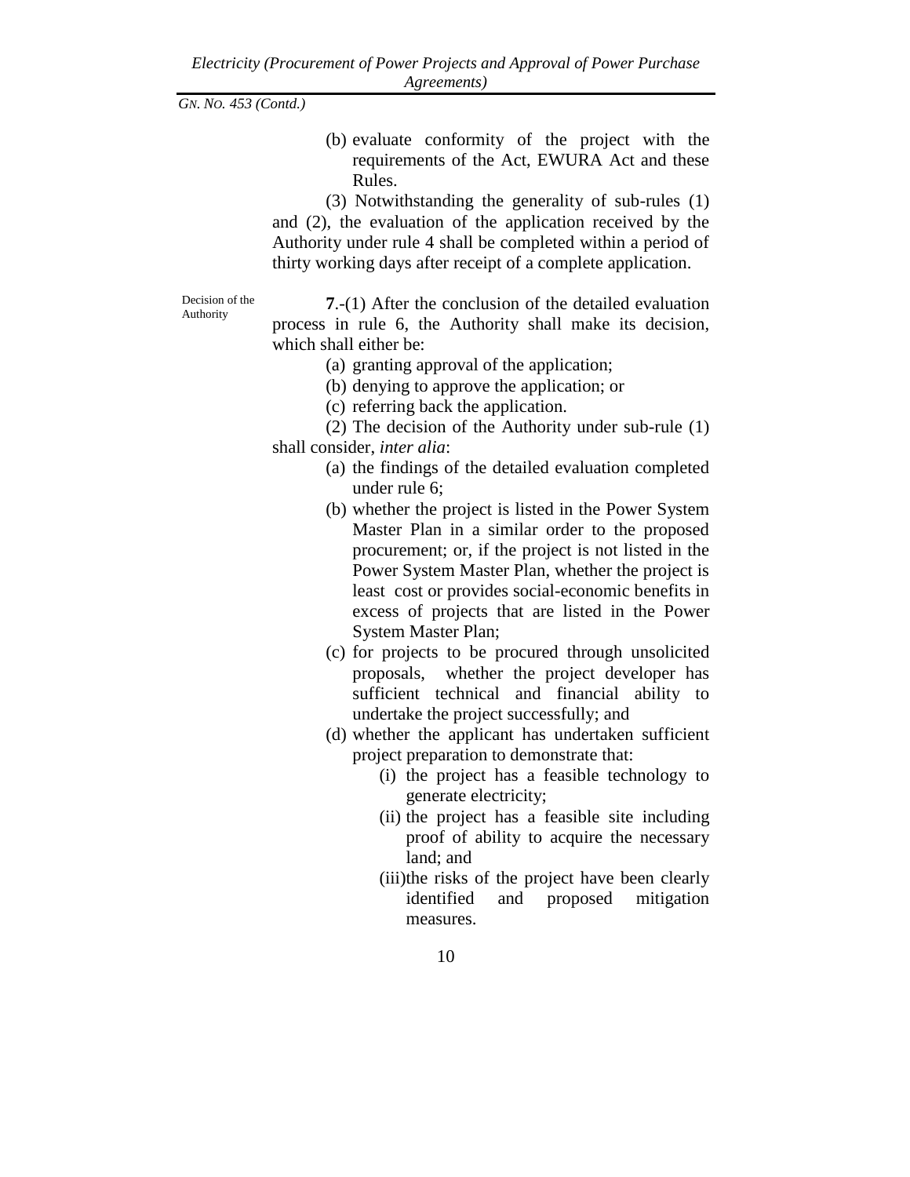(b) evaluate conformity of the project with the requirements of the Act, EWURA Act and these Rules.

(3) Notwithstanding the generality of sub-rules (1) and (2), the evaluation of the application received by the Authority under rule 4 shall be completed within a period of thirty working days after receipt of a complete application.

Decision of the Authority

**7**.-(1) After the conclusion of the detailed evaluation process in rule 6, the Authority shall make its decision, which shall either be:

(a) granting approval of the application;

(b) denying to approve the application; or

(c) referring back the application.

(2) The decision of the Authority under sub-rule (1) shall consider, *inter alia*:

(a) the findings of the detailed evaluation completed under rule 6;

(b) whether the project is listed in the Power System Master Plan in a similar order to the proposed procurement; or, if the project is not listed in the Power System Master Plan, whether the project is least cost or provides social-economic benefits in excess of projects that are listed in the Power System Master Plan;

(c) for projects to be procured through unsolicited proposals, whether the project developer has sufficient technical and financial ability to undertake the project successfully; and

(d) whether the applicant has undertaken sufficient project preparation to demonstrate that:

(i) the project has a feasible technology to generate electricity;

(ii) the project has a feasible site including proof of ability to acquire the necessary land; and

(iii) the risks of the project have been clearly identified and proposed mitigation measures.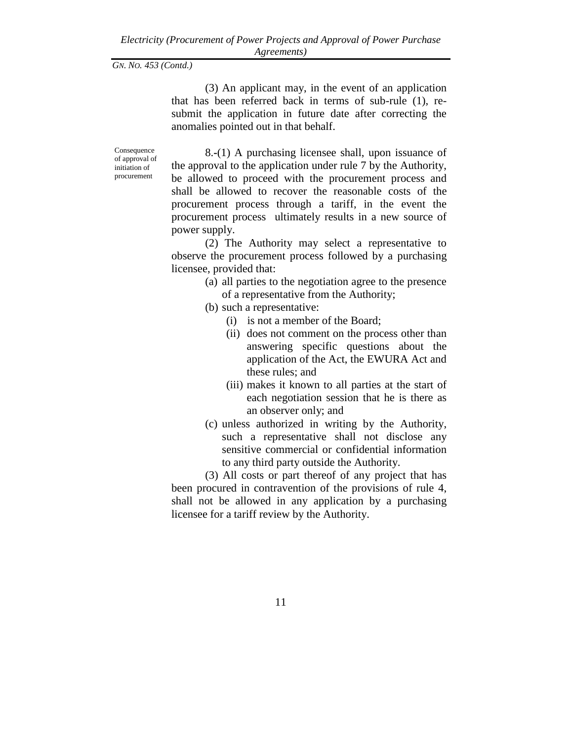(3) An applicant may, in the event of an application that has been referred back in terms of sub-rule (1), re-submit the application in future date after correcting the anomalies pointed out in that behalf.

Consequence of approval of initiation of procurement

8.-(1) A purchasing licensee shall, upon issuance of the approval to the application under rule 7 by the Authority, be allowed to proceed with the procurement process and shall be allowed to recover the reasonable costs of the procurement process through a tariff, in the event the procurement process ultimately results in a new source of power supply.

(2) The Authority may select a representative to observe the procurement process followed by a purchasing licensee, provided that:

- (a) all parties to the negotiation agree to the presence of a representative from the Authority;
- (b) such a representative:
  - (i) is not a member of the Board;
  - (ii) does not comment on the process other than answering specific questions about the application of the Act, the EWURA Act and these rules; and
  - (iii) makes it known to all parties at the start of each negotiation session that he is there as an observer only; and
- (c) unless authorized in writing by the Authority, such a representative shall not disclose any sensitive commercial or confidential information to any third party outside the Authority.

(3) All costs or part thereof of any project that has been procured in contravention of the provisions of rule 4, shall not be allowed in any application by a purchasing licensee for a tariff review by the Authority.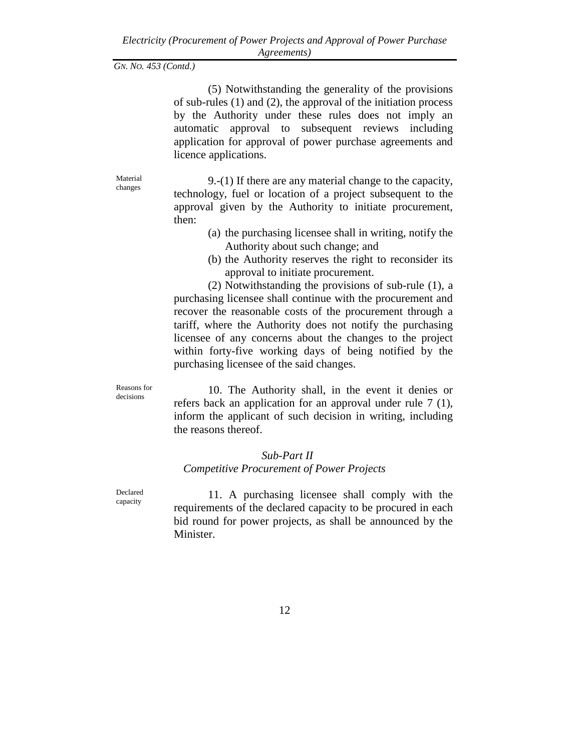(5) Notwithstanding the generality of the provisions of sub-rules (1) and (2), the approval of the initiation process by the Authority under these rules does not imply an automatic approval to subsequent reviews including application for approval of power purchase agreements and licence applications.

Material changes

9.-(1) If there are any material change to the capacity, technology, fuel or location of a project subsequent to the approval given by the Authority to initiate procurement, then:

(a) the purchasing licensee shall in writing, notify the Authority about such change; and
(b) the Authority reserves the right to reconsider its approval to initiate procurement.

(2) Notwithstanding the provisions of sub-rule (1), a purchasing licensee shall continue with the procurement and recover the reasonable costs of the procurement through a tariff, where the Authority does not notify the purchasing licensee of any concerns about the changes to the project within forty-five working days of being notified by the purchasing licensee of the said changes.

Reasons for decisions

10. The Authority shall, in the event it denies or refers back an application for an approval under rule 7 (1), inform the applicant of such decision in writing, including the reasons thereof.

*Sub-Part II*
*Competitive Procurement of Power Projects*

Declared capacity

11. A purchasing licensee shall comply with the requirements of the declared capacity to be procured in each bid round for power projects, as shall be announced by the Minister.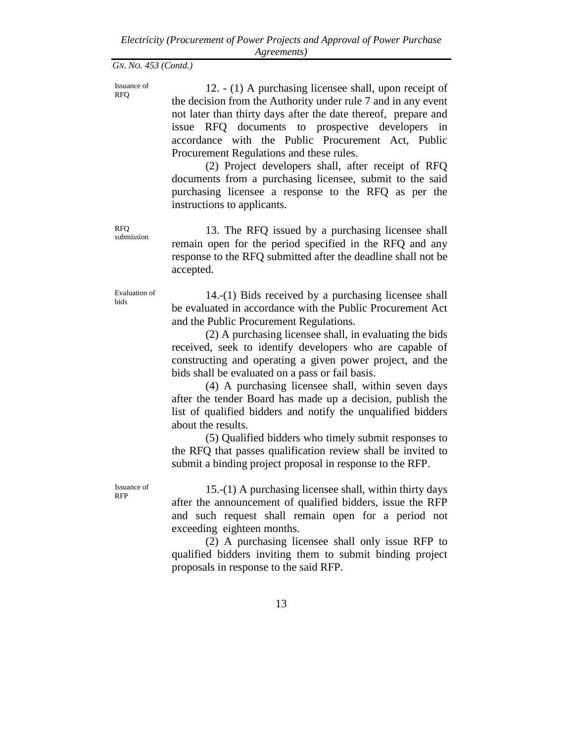*GN. NO. 453 (Contd.)*

Issuance of RFQ

12. - (1) A purchasing licensee shall, upon receipt of the decision from the Authority under rule 7 and in any event not later than thirty days after the date thereof, prepare and issue RFQ documents to prospective developers in accordance with the Public Procurement Act, Public Procurement Regulations and these rules.

(2) Project developers shall, after receipt of RFQ documents from a purchasing licensee, submit to the said purchasing licensee a response to the RFQ as per the instructions to applicants.

RFQ submission

13. The RFQ issued by a purchasing licensee shall remain open for the period specified in the RFQ and any response to the RFQ submitted after the deadline shall not be accepted.

Evaluation of bids

14.-(1) Bids received by a purchasing licensee shall be evaluated in accordance with the Public Procurement Act and the Public Procurement Regulations.

(2) A purchasing licensee shall, in evaluating the bids received, seek to identify developers who are capable of constructing and operating a given power project, and the bids shall be evaluated on a pass or fail basis.

(4) A purchasing licensee shall, within seven days after the tender Board has made up a decision, publish the list of qualified bidders and notify the unqualified bidders about the results.

(5) Qualified bidders who timely submit responses to the RFQ that passes qualification review shall be invited to submit a binding project proposal in response to the RFP.

Issuance of RFP

15.-(1) A purchasing licensee shall, within thirty days after the announcement of qualified bidders, issue the RFP and such request shall remain open for a period not exceeding eighteen months.

(2) A purchasing licensee shall only issue RFP to qualified bidders inviting them to submit binding project proposals in response to the said RFP.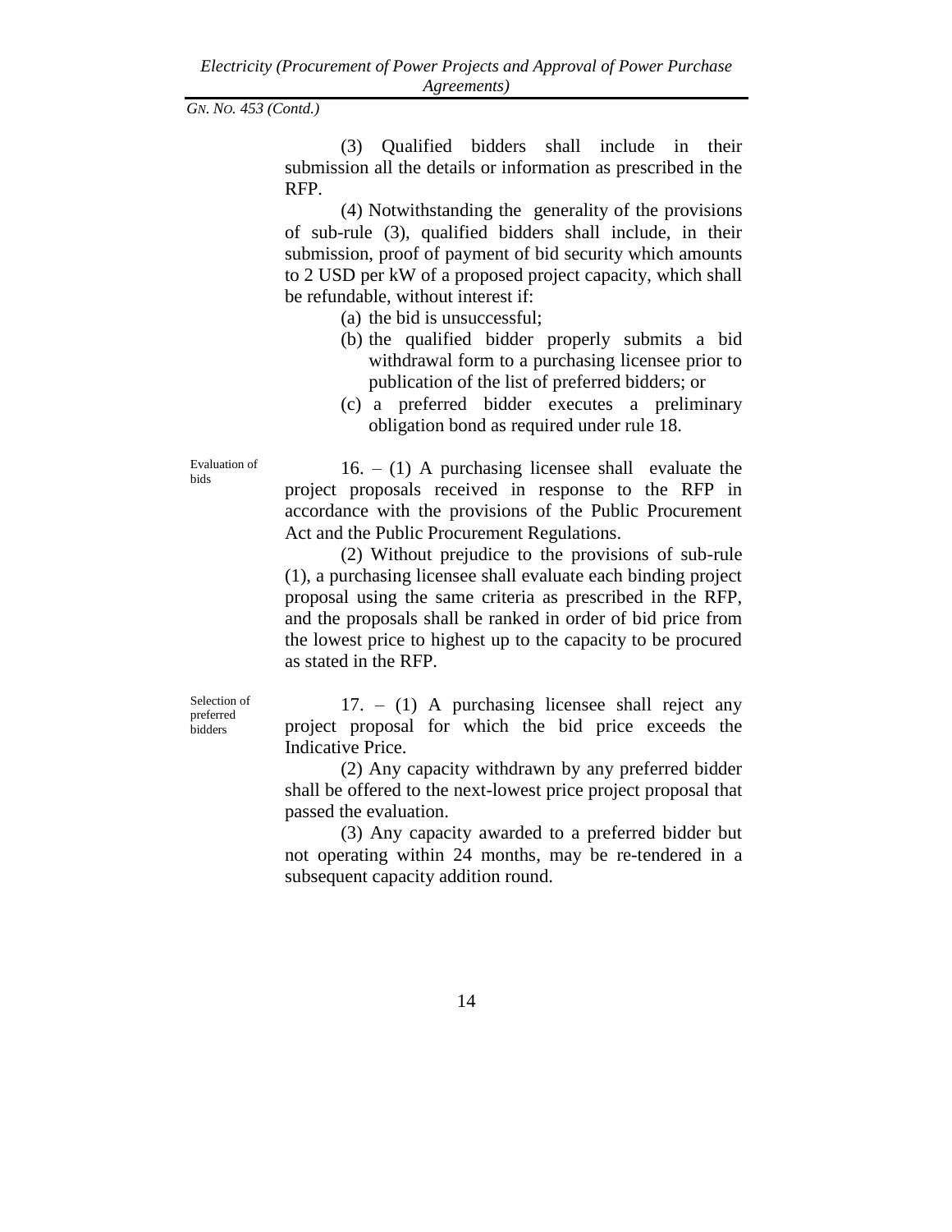(3) Qualified bidders shall include in their submission all the details or information as prescribed in the RFP.

(4) Notwithstanding the generality of the provisions of sub-rule (3), qualified bidders shall include, in their submission, proof of payment of bid security which amounts to 2 USD per kW of a proposed project capacity, which shall be refundable, without interest if:

(a) the bid is unsuccessful;

(b) the qualified bidder properly submits a bid withdrawal form to a purchasing licensee prior to publication of the list of preferred bidders; or

(c) a preferred bidder executes a preliminary obligation bond as required under rule 18.

Evaluation of bids

16. – (1) A purchasing licensee shall evaluate the project proposals received in response to the RFP in accordance with the provisions of the Public Procurement Act and the Public Procurement Regulations.

(2) Without prejudice to the provisions of sub-rule (1), a purchasing licensee shall evaluate each binding project proposal using the same criteria as prescribed in the RFP, and the proposals shall be ranked in order of bid price from the lowest price to highest up to the capacity to be procured as stated in the RFP.

Selection of preferred bidders

17. – (1) A purchasing licensee shall reject any project proposal for which the bid price exceeds the Indicative Price.

(2) Any capacity withdrawn by any preferred bidder shall be offered to the next-lowest price project proposal that passed the evaluation.

(3) Any capacity awarded to a preferred bidder but not operating within 24 months, may be re-tendered in a subsequent capacity addition round.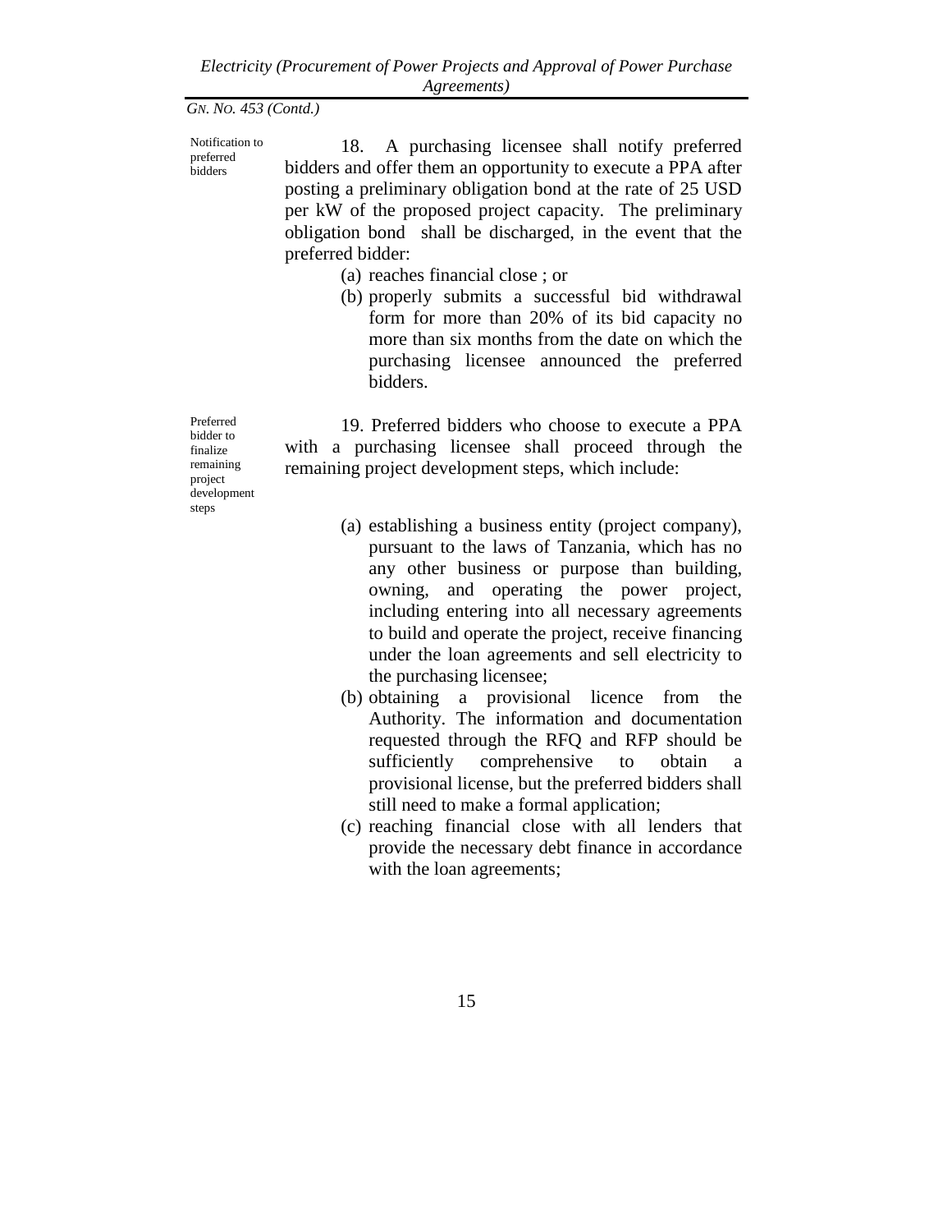*GN. NO. 453 (Contd.)*

**Notification to preferred bidders**

18. A purchasing licensee shall notify preferred bidders and offer them an opportunity to execute a PPA after posting a preliminary obligation bond at the rate of 25 USD per kW of the proposed project capacity. The preliminary obligation bond shall be discharged, in the event that the preferred bidder:

(a) reaches financial close ; or
(b) properly submits a successful bid withdrawal form for more than 20% of its bid capacity no more than six months from the date on which the purchasing licensee announced the preferred bidders.

**Preferred bidder to finalize remaining project development steps**

19. Preferred bidders who choose to execute a PPA with a purchasing licensee shall proceed through the remaining project development steps, which include:

(a) establishing a business entity (project company), pursuant to the laws of Tanzania, which has no any other business or purpose than building, owning, and operating the power project, including entering into all necessary agreements to build and operate the project, receive financing under the loan agreements and sell electricity to the purchasing licensee;
(b) obtaining a provisional licence from the Authority. The information and documentation requested through the RFQ and RFP should be sufficiently comprehensive to obtain a provisional license, but the preferred bidders shall still need to make a formal application;
(c) reaching financial close with all lenders that provide the necessary debt finance in accordance with the loan agreements;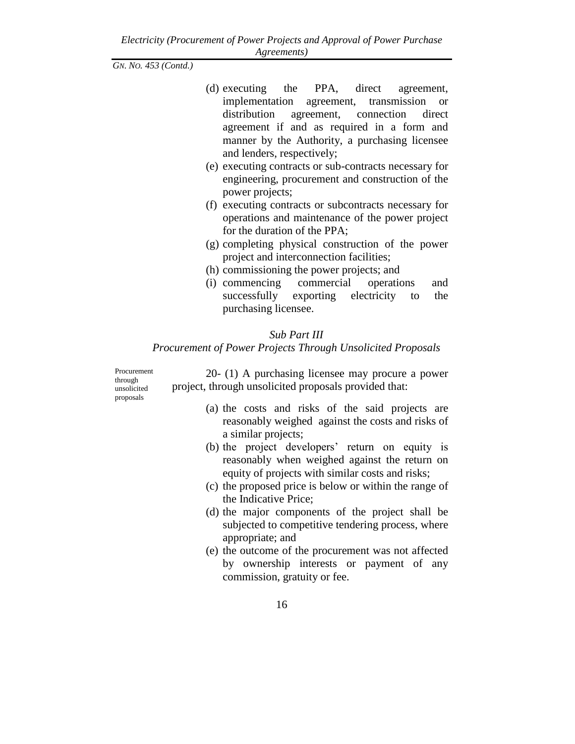(d) executing the PPA, direct agreement, implementation agreement, transmission or distribution agreement, connection direct agreement if and as required in a form and manner by the Authority, a purchasing licensee and lenders, respectively;

(e) executing contracts or sub-contracts necessary for engineering, procurement and construction of the power projects;

(f) executing contracts or subcontracts necessary for operations and maintenance of the power project for the duration of the PPA;

(g) completing physical construction of the power project and interconnection facilities;

(h) commissioning the power projects; and

(i) commencing commercial operations and successfully exporting electricity to the purchasing licensee.

## *Sub Part III*
## *Procurement of Power Projects Through Unsolicited Proposals*

Procurement through unsolicited proposals

20- (1) A purchasing licensee may procure a power project, through unsolicited proposals provided that:

(a) the costs and risks of the said projects are reasonably weighed against the costs and risks of a similar projects;

(b) the project developers' return on equity is reasonably when weighed against the return on equity of projects with similar costs and risks;

(c) the proposed price is below or within the range of the Indicative Price;

(d) the major components of the project shall be subjected to competitive tendering process, where appropriate; and

(e) the outcome of the procurement was not affected by ownership interests or payment of any commission, gratuity or fee.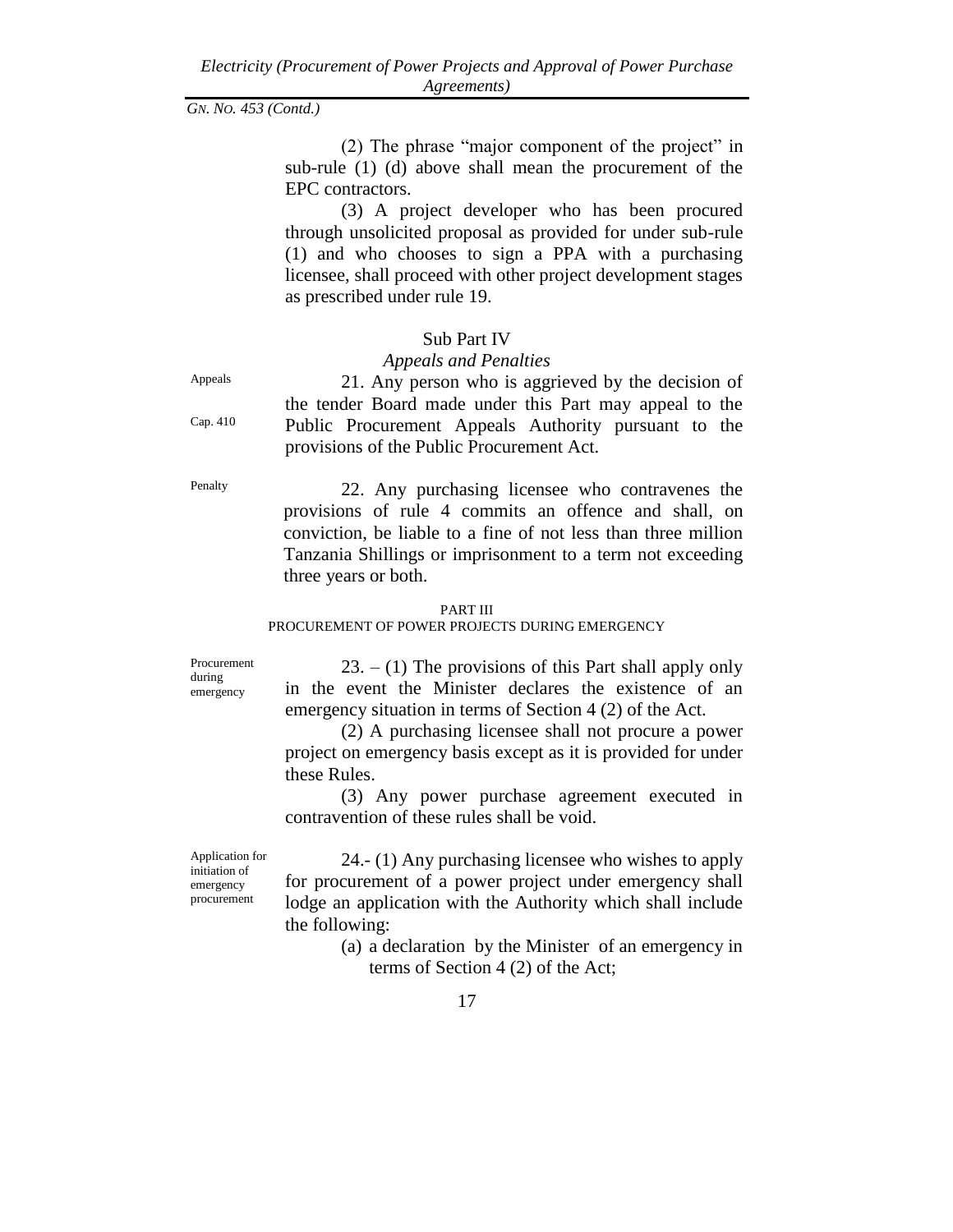(2) The phrase "major component of the project" in sub-rule (1) (d) above shall mean the procurement of the EPC contractors.

(3) A project developer who has been procured through unsolicited proposal as provided for under sub-rule (1) and who chooses to sign a PPA with a purchasing licensee, shall proceed with other project development stages as prescribed under rule 19.

### Sub Part IV

#### *Appeals and Penalties*

Appeals

Cap. 410

21. Any person who is aggrieved by the decision of the tender Board made under this Part may appeal to the Public Procurement Appeals Authority pursuant to the provisions of the Public Procurement Act.

Penalty

22. Any purchasing licensee who contravenes the provisions of rule 4 commits an offence and shall, on conviction, be liable to a fine of not less than three million Tanzania Shillings or imprisonment to a term not exceeding three years or both.

## PART III
## PROCUREMENT OF POWER PROJECTS DURING EMERGENCY

Procurement during emergency

23. – (1) The provisions of this Part shall apply only in the event the Minister declares the existence of an emergency situation in terms of Section 4 (2) of the Act.

(2) A purchasing licensee shall not procure a power project on emergency basis except as it is provided for under these Rules.

(3) Any power purchase agreement executed in contravention of these rules shall be void.

Application for initiation of emergency procurement

24.- (1) Any purchasing licensee who wishes to apply for procurement of a power project under emergency shall lodge an application with the Authority which shall include the following:

(a) a declaration by the Minister of an emergency in terms of Section 4 (2) of the Act;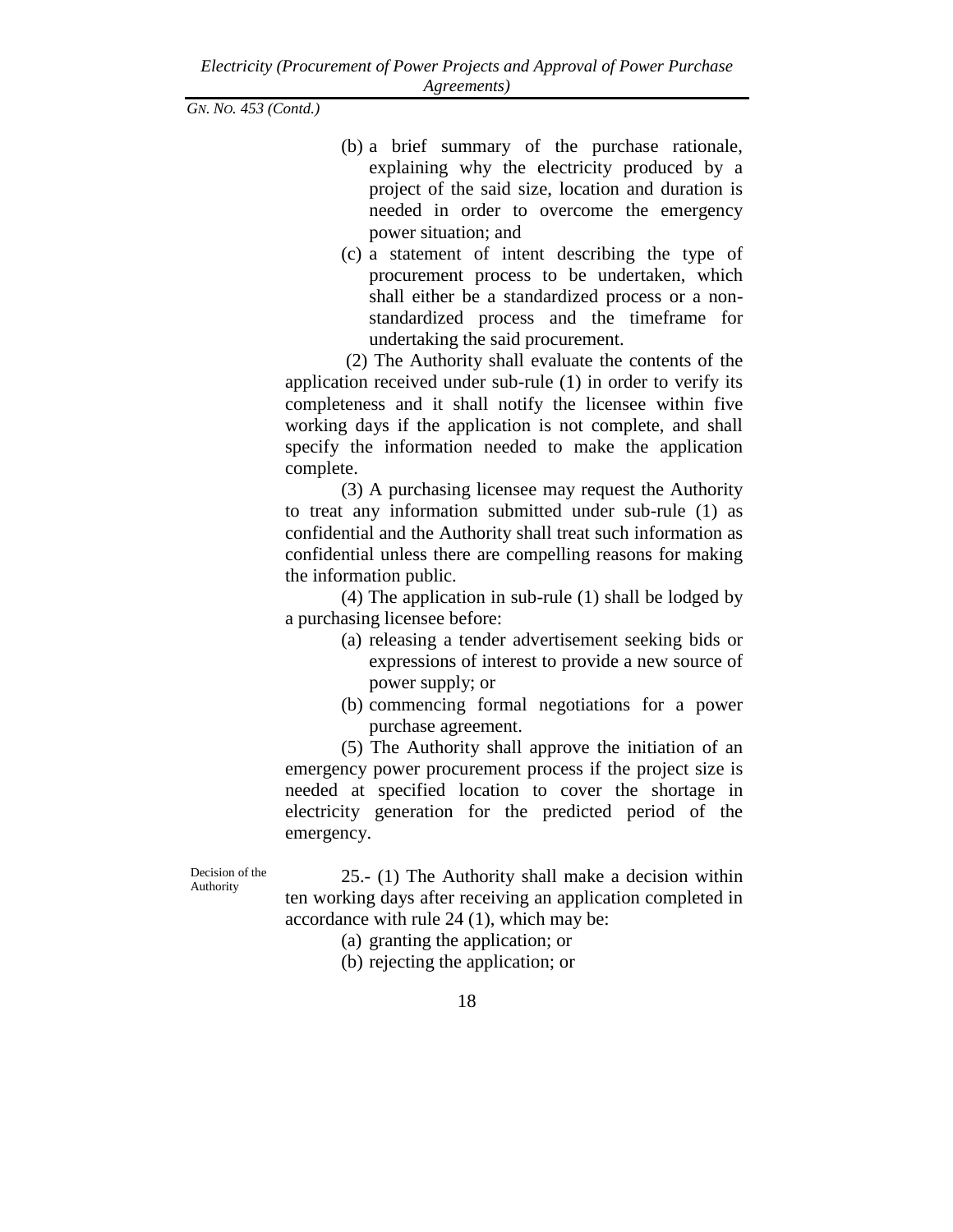(b) a brief summary of the purchase rationale, explaining why the electricity produced by a project of the said size, location and duration is needed in order to overcome the emergency power situation; and

(c) a statement of intent describing the type of procurement process to be undertaken, which shall either be a standardized process or a non-standardized process and the timeframe for undertaking the said procurement.

(2) The Authority shall evaluate the contents of the application received under sub-rule (1) in order to verify its completeness and it shall notify the licensee within five working days if the application is not complete, and shall specify the information needed to make the application complete.

(3) A purchasing licensee may request the Authority to treat any information submitted under sub-rule (1) as confidential and the Authority shall treat such information as confidential unless there are compelling reasons for making the information public.

(4) The application in sub-rule (1) shall be lodged by a purchasing licensee before:

(a) releasing a tender advertisement seeking bids or expressions of interest to provide a new source of power supply; or

(b) commencing formal negotiations for a power purchase agreement.

(5) The Authority shall approve the initiation of an emergency power procurement process if the project size is needed at specified location to cover the shortage in electricity generation for the predicted period of the emergency.

*Decision of the Authority*

25.- (1) The Authority shall make a decision within ten working days after receiving an application completed in accordance with rule 24 (1), which may be:

(a) granting the application; or

(b) rejecting the application; or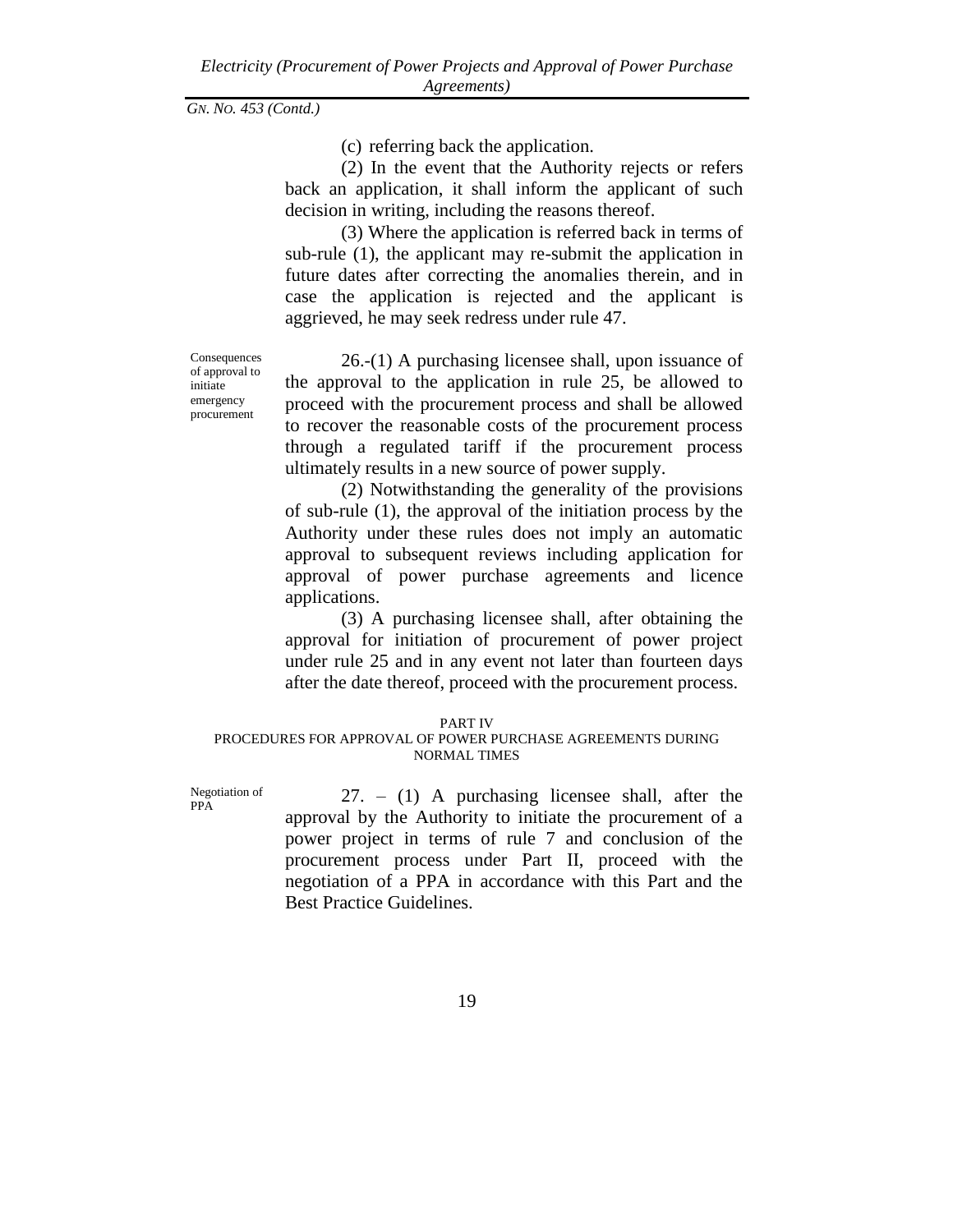(c) referring back the application.

(2) In the event that the Authority rejects or refers back an application, it shall inform the applicant of such decision in writing, including the reasons thereof.

(3) Where the application is referred back in terms of sub-rule (1), the applicant may re-submit the application in future dates after correcting the anomalies therein, and in case the application is rejected and the applicant is aggrieved, he may seek redress under rule 47.

Consequences of approval to initiate emergency procurement

26.-(1) A purchasing licensee shall, upon issuance of the approval to the application in rule 25, be allowed to proceed with the procurement process and shall be allowed to recover the reasonable costs of the procurement process through a regulated tariff if the procurement process ultimately results in a new source of power supply.

(2) Notwithstanding the generality of the provisions of sub-rule (1), the approval of the initiation process by the Authority under these rules does not imply an automatic approval to subsequent reviews including application for approval of power purchase agreements and licence applications.

(3) A purchasing licensee shall, after obtaining the approval for initiation of procurement of power project under rule 25 and in any event not later than fourteen days after the date thereof, proceed with the procurement process.

## PART IV
## PROCEDURES FOR APPROVAL OF POWER PURCHASE AGREEMENTS DURING NORMAL TIMES

Negotiation of PPA

27. – (1) A purchasing licensee shall, after the approval by the Authority to initiate the procurement of a power project in terms of rule 7 and conclusion of the procurement process under Part II, proceed with the negotiation of a PPA in accordance with this Part and the Best Practice Guidelines.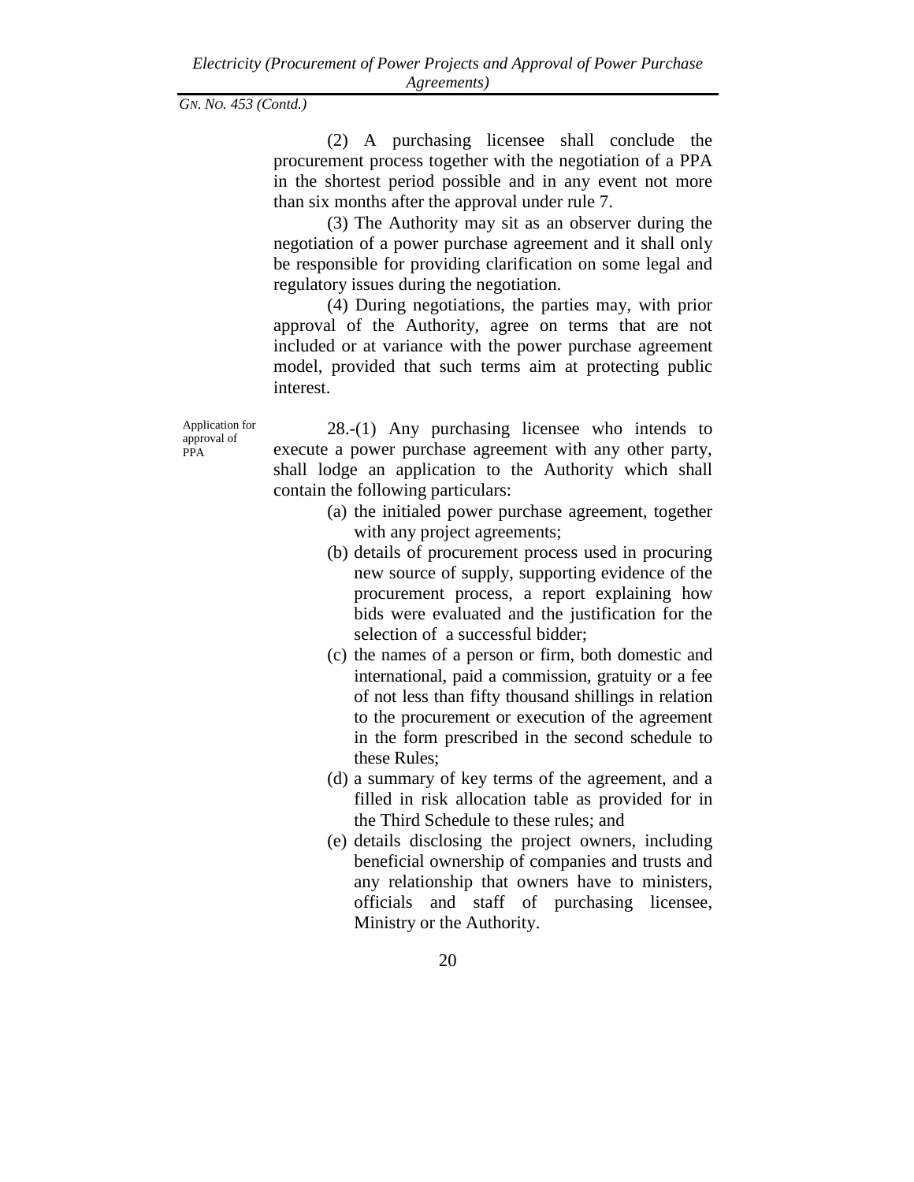(2) A purchasing licensee shall conclude the procurement process together with the negotiation of a PPA in the shortest period possible and in any event not more than six months after the approval under rule 7.

(3) The Authority may sit as an observer during the negotiation of a power purchase agreement and it shall only be responsible for providing clarification on some legal and regulatory issues during the negotiation.

(4) During negotiations, the parties may, with prior approval of the Authority, agree on terms that are not included or at variance with the power purchase agreement model, provided that such terms aim at protecting public interest.

*Application for approval of PPA*

28.-(1) Any purchasing licensee who intends to execute a power purchase agreement with any other party, shall lodge an application to the Authority which shall contain the following particulars:

(a) the initialed power purchase agreement, together with any project agreements;

(b) details of procurement process used in procuring new source of supply, supporting evidence of the procurement process, a report explaining how bids were evaluated and the justification for the selection of a successful bidder;

(c) the names of a person or firm, both domestic and international, paid a commission, gratuity or a fee of not less than fifty thousand shillings in relation to the procurement or execution of the agreement in the form prescribed in the second schedule to these Rules;

(d) a summary of key terms of the agreement, and a filled in risk allocation table as provided for in the Third Schedule to these rules; and

(e) details disclosing the project owners, including beneficial ownership of companies and trusts and any relationship that owners have to ministers, officials and staff of purchasing licensee, Ministry or the Authority.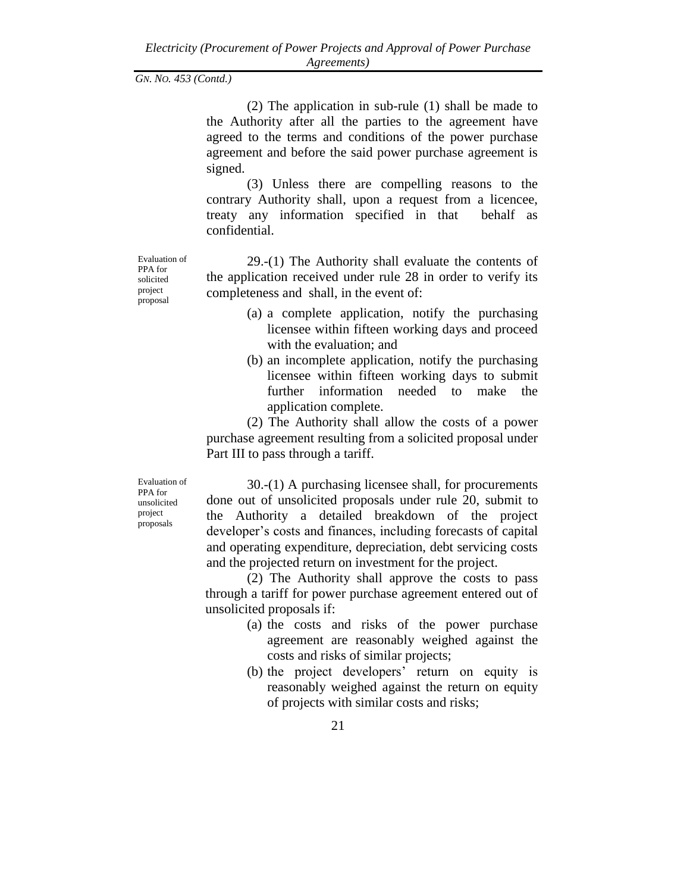(2) The application in sub-rule (1) shall be made to the Authority after all the parties to the agreement have agreed to the terms and conditions of the power purchase agreement and before the said power purchase agreement is signed.

(3) Unless there are compelling reasons to the contrary Authority shall, upon a request from a licencee, treaty any information specified in that behalf as confidential.

*Evaluation of PPA for solicited project proposal*

29.-(1) The Authority shall evaluate the contents of the application received under rule 28 in order to verify its completeness and shall, in the event of:

(a) a complete application, notify the purchasing licensee within fifteen working days and proceed with the evaluation; and

(b) an incomplete application, notify the purchasing licensee within fifteen working days to submit further information needed to make the application complete.

(2) The Authority shall allow the costs of a power purchase agreement resulting from a solicited proposal under Part III to pass through a tariff.

*Evaluation of PPA for unsolicited project proposals*

30.-(1) A purchasing licensee shall, for procurements done out of unsolicited proposals under rule 20, submit to the Authority a detailed breakdown of the project developer's costs and finances, including forecasts of capital and operating expenditure, depreciation, debt servicing costs and the projected return on investment for the project.

(2) The Authority shall approve the costs to pass through a tariff for power purchase agreement entered out of unsolicited proposals if:

(a) the costs and risks of the power purchase agreement are reasonably weighed against the costs and risks of similar projects;

(b) the project developers' return on equity is reasonably weighed against the return on equity of projects with similar costs and risks;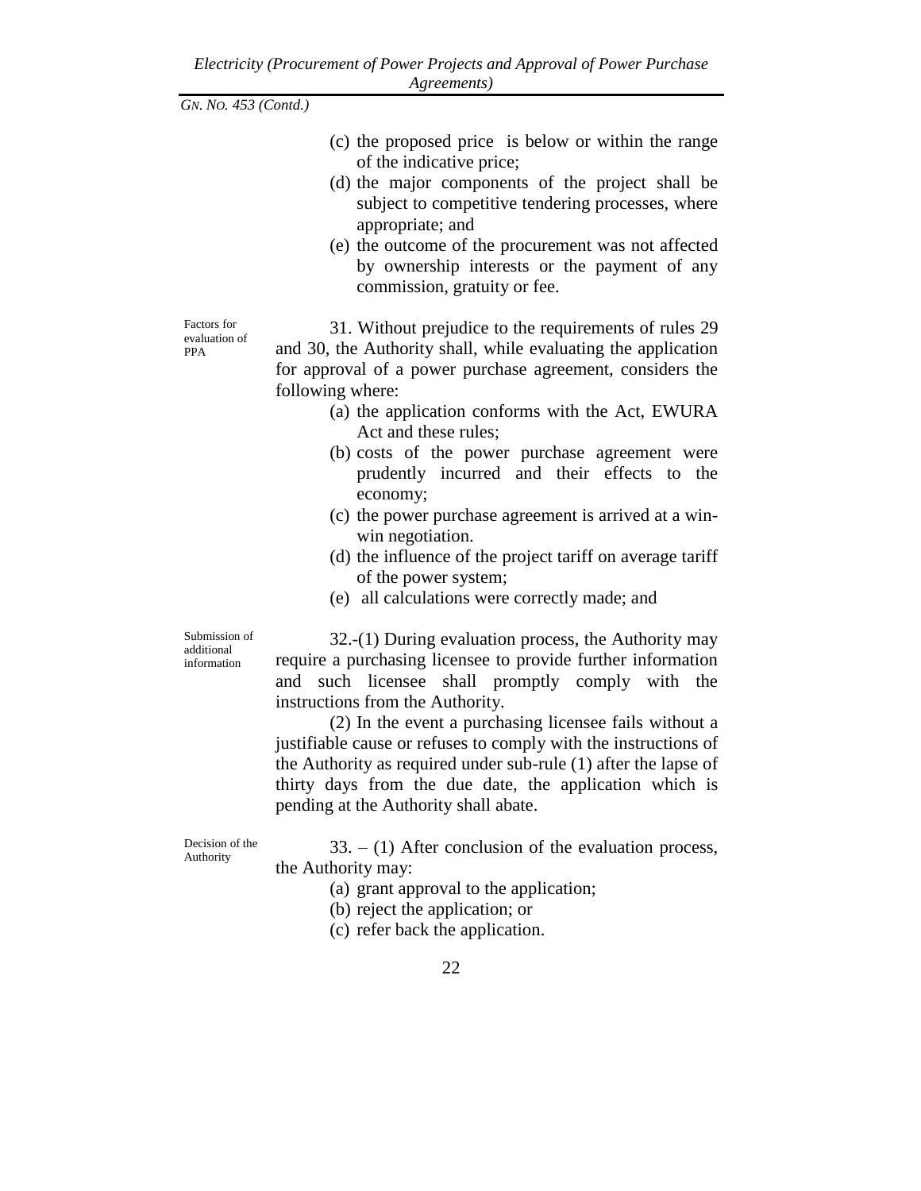(c) the proposed price is below or within the range of the indicative price;

(d) the major components of the project shall be subject to competitive tendering processes, where appropriate; and

(e) the outcome of the procurement was not affected by ownership interests or the payment of any commission, gratuity or fee.

Factors for evaluation of PPA

31. Without prejudice to the requirements of rules 29 and 30, the Authority shall, while evaluating the application for approval of a power purchase agreement, considers the following where:

(a) the application conforms with the Act, EWURA Act and these rules;

(b) costs of the power purchase agreement were prudently incurred and their effects to the economy;

(c) the power purchase agreement is arrived at a win-win negotiation.

(d) the influence of the project tariff on average tariff of the power system;

(e) all calculations were correctly made; and

Submission of additional information

32.-(1) During evaluation process, the Authority may require a purchasing licensee to provide further information and such licensee shall promptly comply with the instructions from the Authority.

(2) In the event a purchasing licensee fails without a justifiable cause or refuses to comply with the instructions of the Authority as required under sub-rule (1) after the lapse of thirty days from the due date, the application which is pending at the Authority shall abate.

Decision of the Authority

33. – (1) After conclusion of the evaluation process, the Authority may:

(a) grant approval to the application;

(b) reject the application; or

(c) refer back the application.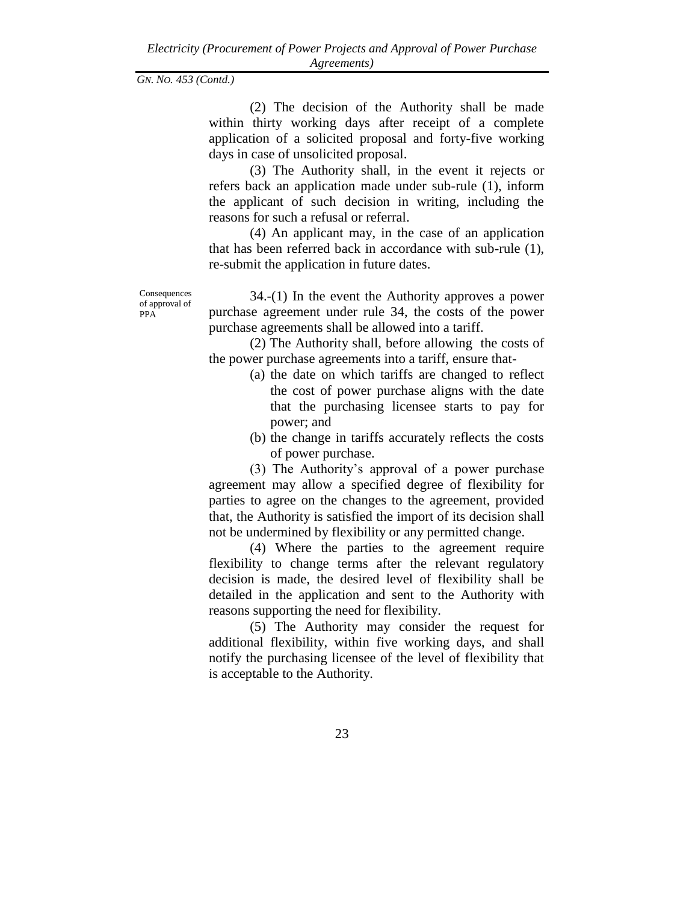(2) The decision of the Authority shall be made within thirty working days after receipt of a complete application of a solicited proposal and forty-five working days in case of unsolicited proposal.

(3) The Authority shall, in the event it rejects or refers back an application made under sub-rule (1), inform the applicant of such decision in writing, including the reasons for such a refusal or referral.

(4) An applicant may, in the case of an application that has been referred back in accordance with sub-rule (1), re-submit the application in future dates.

Consequences of approval of PPA

34.-(1) In the event the Authority approves a power purchase agreement under rule 34, the costs of the power purchase agreements shall be allowed into a tariff.

(2) The Authority shall, before allowing the costs of the power purchase agreements into a tariff, ensure that-

(a) the date on which tariffs are changed to reflect the cost of power purchase aligns with the date that the purchasing licensee starts to pay for power; and

(b) the change in tariffs accurately reflects the costs of power purchase.

(3) The Authority's approval of a power purchase agreement may allow a specified degree of flexibility for parties to agree on the changes to the agreement, provided that, the Authority is satisfied the import of its decision shall not be undermined by flexibility or any permitted change.

(4) Where the parties to the agreement require flexibility to change terms after the relevant regulatory decision is made, the desired level of flexibility shall be detailed in the application and sent to the Authority with reasons supporting the need for flexibility.

(5) The Authority may consider the request for additional flexibility, within five working days, and shall notify the purchasing licensee of the level of flexibility that is acceptable to the Authority.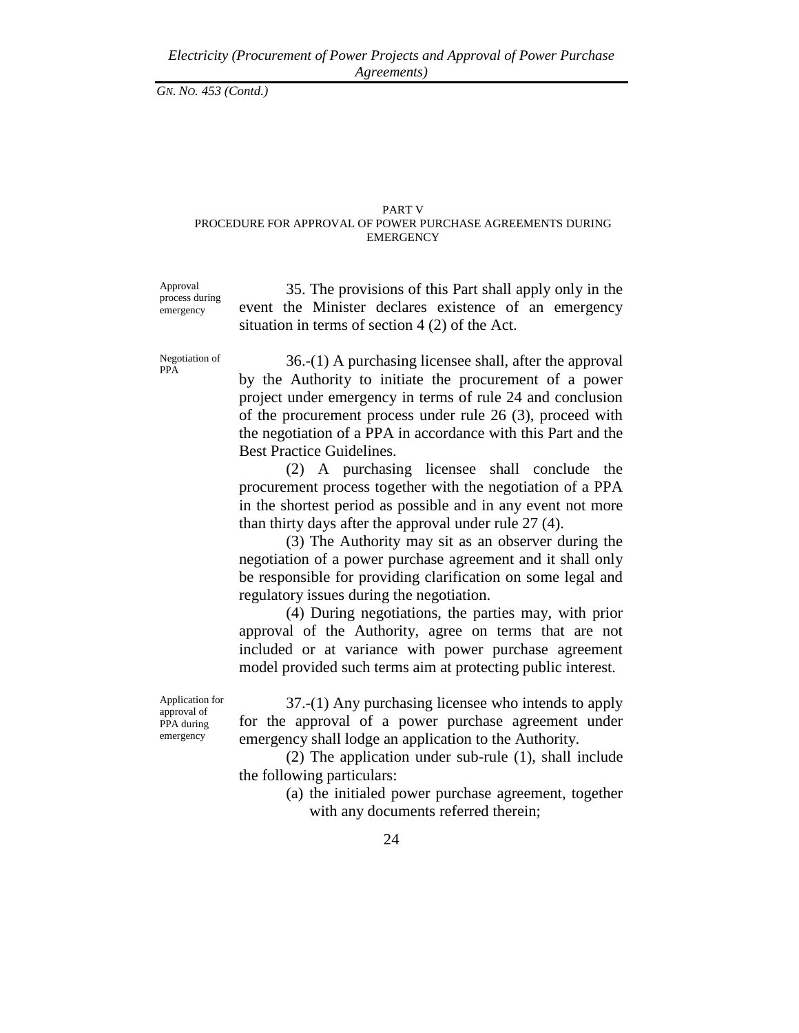## PART V
## PROCEDURE FOR APPROVAL OF POWER PURCHASE AGREEMENTS DURING EMERGENCY

**Approval process during emergency**

35. The provisions of this Part shall apply only in the event the Minister declares existence of an emergency situation in terms of section 4 (2) of the Act.

**Negotiation of PPA**

36.-(1) A purchasing licensee shall, after the approval by the Authority to initiate the procurement of a power project under emergency in terms of rule 24 and conclusion of the procurement process under rule 26 (3), proceed with the negotiation of a PPA in accordance with this Part and the Best Practice Guidelines.

(2) A purchasing licensee shall conclude the procurement process together with the negotiation of a PPA in the shortest period as possible and in any event not more than thirty days after the approval under rule 27 (4).

(3) The Authority may sit as an observer during the negotiation of a power purchase agreement and it shall only be responsible for providing clarification on some legal and regulatory issues during the negotiation.

(4) During negotiations, the parties may, with prior approval of the Authority, agree on terms that are not included or at variance with power purchase agreement model provided such terms aim at protecting public interest.

**Application for approval of PPA during emergency**

37.-(1) Any purchasing licensee who intends to apply for the approval of a power purchase agreement under emergency shall lodge an application to the Authority.

(2) The application under sub-rule (1), shall include the following particulars:

(a) the initialed power purchase agreement, together with any documents referred therein;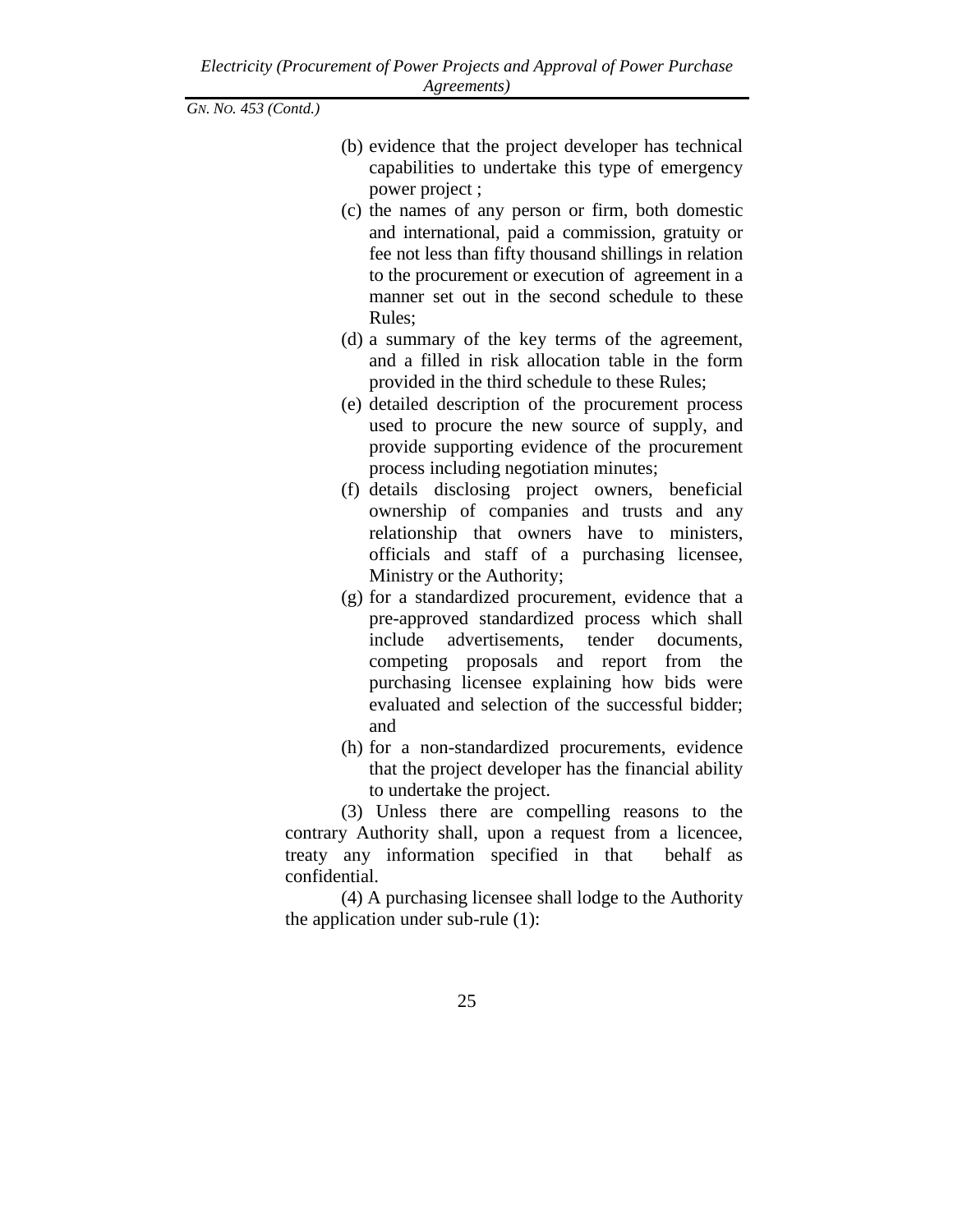(b) evidence that the project developer has technical capabilities to undertake this type of emergency power project ;

(c) the names of any person or firm, both domestic and international, paid a commission, gratuity or fee not less than fifty thousand shillings in relation to the procurement or execution of agreement in a manner set out in the second schedule to these Rules;

(d) a summary of the key terms of the agreement, and a filled in risk allocation table in the form provided in the third schedule to these Rules;

(e) detailed description of the procurement process used to procure the new source of supply, and provide supporting evidence of the procurement process including negotiation minutes;

(f) details disclosing project owners, beneficial ownership of companies and trusts and any relationship that owners have to ministers, officials and staff of a purchasing licensee, Ministry or the Authority;

(g) for a standardized procurement, evidence that a pre-approved standardized process which shall include advertisements, tender documents, competing proposals and report from the purchasing licensee explaining how bids were evaluated and selection of the successful bidder; and

(h) for a non-standardized procurements, evidence that the project developer has the financial ability to undertake the project.

(3) Unless there are compelling reasons to the contrary Authority shall, upon a request from a licencee, treaty any information specified in that behalf as confidential.

(4) A purchasing licensee shall lodge to the Authority the application under sub-rule (1):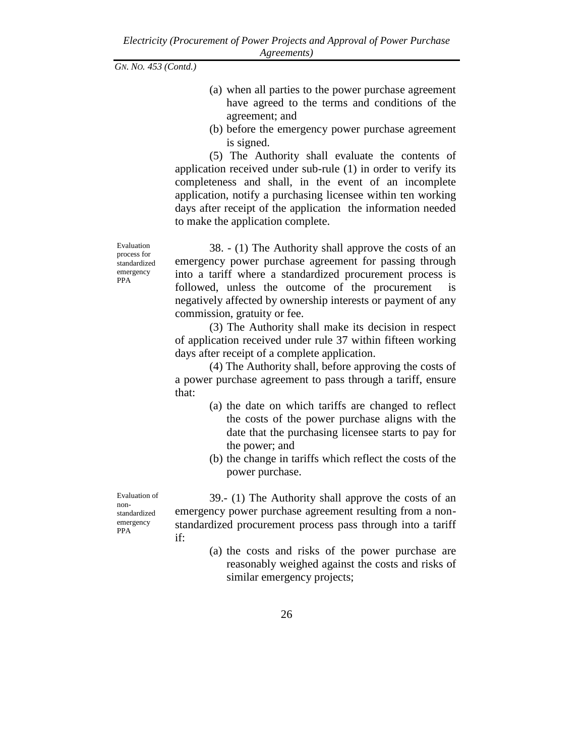(a) when all parties to the power purchase agreement have agreed to the terms and conditions of the agreement; and

(b) before the emergency power purchase agreement is signed.

(5) The Authority shall evaluate the contents of application received under sub-rule (1) in order to verify its completeness and shall, in the event of an incomplete application, notify a purchasing licensee within ten working days after receipt of the application the information needed to make the application complete.

*Evaluation process for standardized emergency PPA*

38. - (1) The Authority shall approve the costs of an emergency power purchase agreement for passing through into a tariff where a standardized procurement process is followed, unless the outcome of the procurement is negatively affected by ownership interests or payment of any commission, gratuity or fee.

(3) The Authority shall make its decision in respect of application received under rule 37 within fifteen working days after receipt of a complete application.

(4) The Authority shall, before approving the costs of a power purchase agreement to pass through a tariff, ensure that:

(a) the date on which tariffs are changed to reflect the costs of the power purchase aligns with the date that the purchasing licensee starts to pay for the power; and

(b) the change in tariffs which reflect the costs of the power purchase.

*Evaluation of non-standardized emergency PPA*

39.- (1) The Authority shall approve the costs of an emergency power purchase agreement resulting from a non-standardized procurement process pass through into a tariff if:

(a) the costs and risks of the power purchase are reasonably weighed against the costs and risks of similar emergency projects;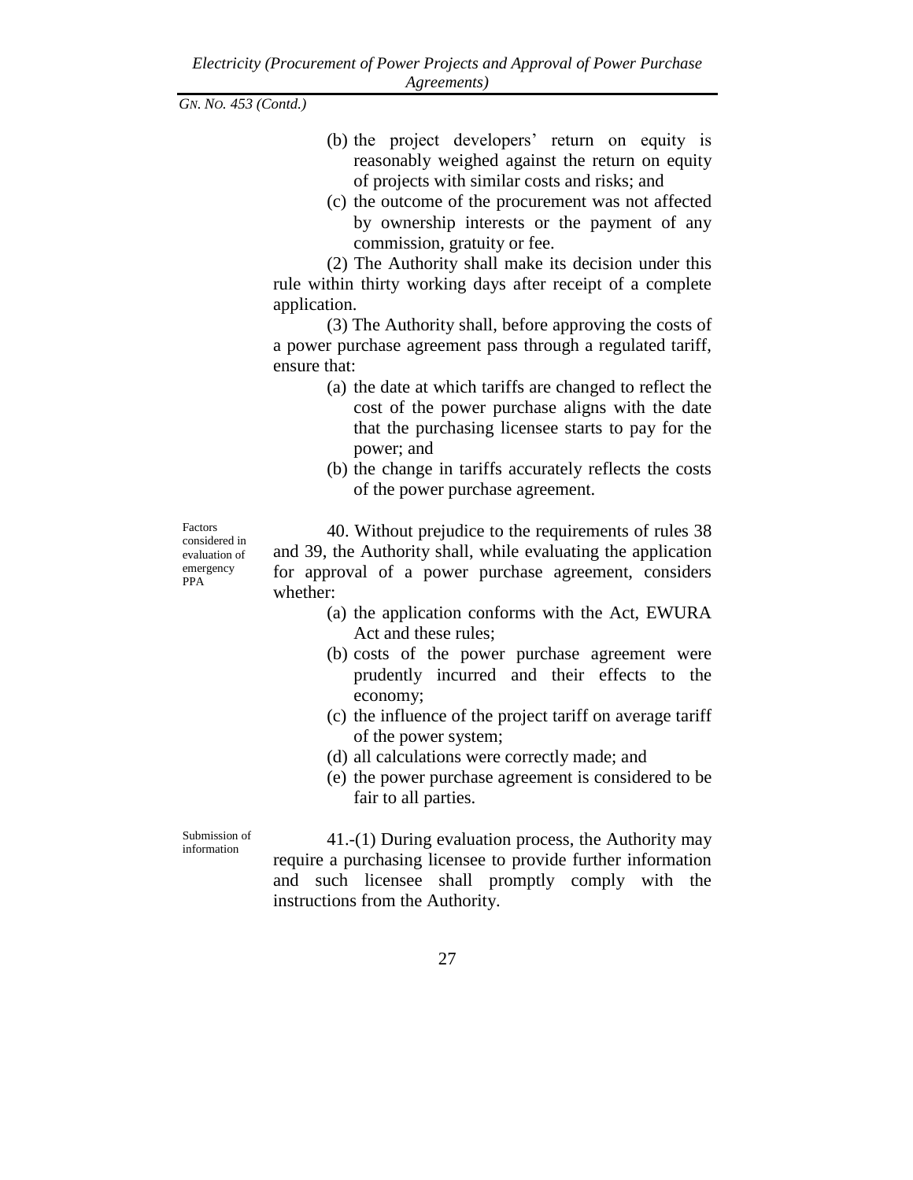(b) the project developers' return on equity is reasonably weighed against the return on equity of projects with similar costs and risks; and

(c) the outcome of the procurement was not affected by ownership interests or the payment of any commission, gratuity or fee.

(2) The Authority shall make its decision under this rule within thirty working days after receipt of a complete application.

(3) The Authority shall, before approving the costs of a power purchase agreement pass through a regulated tariff, ensure that:

(a) the date at which tariffs are changed to reflect the cost of the power purchase aligns with the date that the purchasing licensee starts to pay for the power; and

(b) the change in tariffs accurately reflects the costs of the power purchase agreement.

*Factors considered in evaluation of emergency PPA*

40. Without prejudice to the requirements of rules 38 and 39, the Authority shall, while evaluating the application for approval of a power purchase agreement, considers whether:

(a) the application conforms with the Act, EWURA Act and these rules;

(b) costs of the power purchase agreement were prudently incurred and their effects to the economy;

(c) the influence of the project tariff on average tariff of the power system;

(d) all calculations were correctly made; and

(e) the power purchase agreement is considered to be fair to all parties.

*Submission of information*

41.-(1) During evaluation process, the Authority may require a purchasing licensee to provide further information and such licensee shall promptly comply with the instructions from the Authority.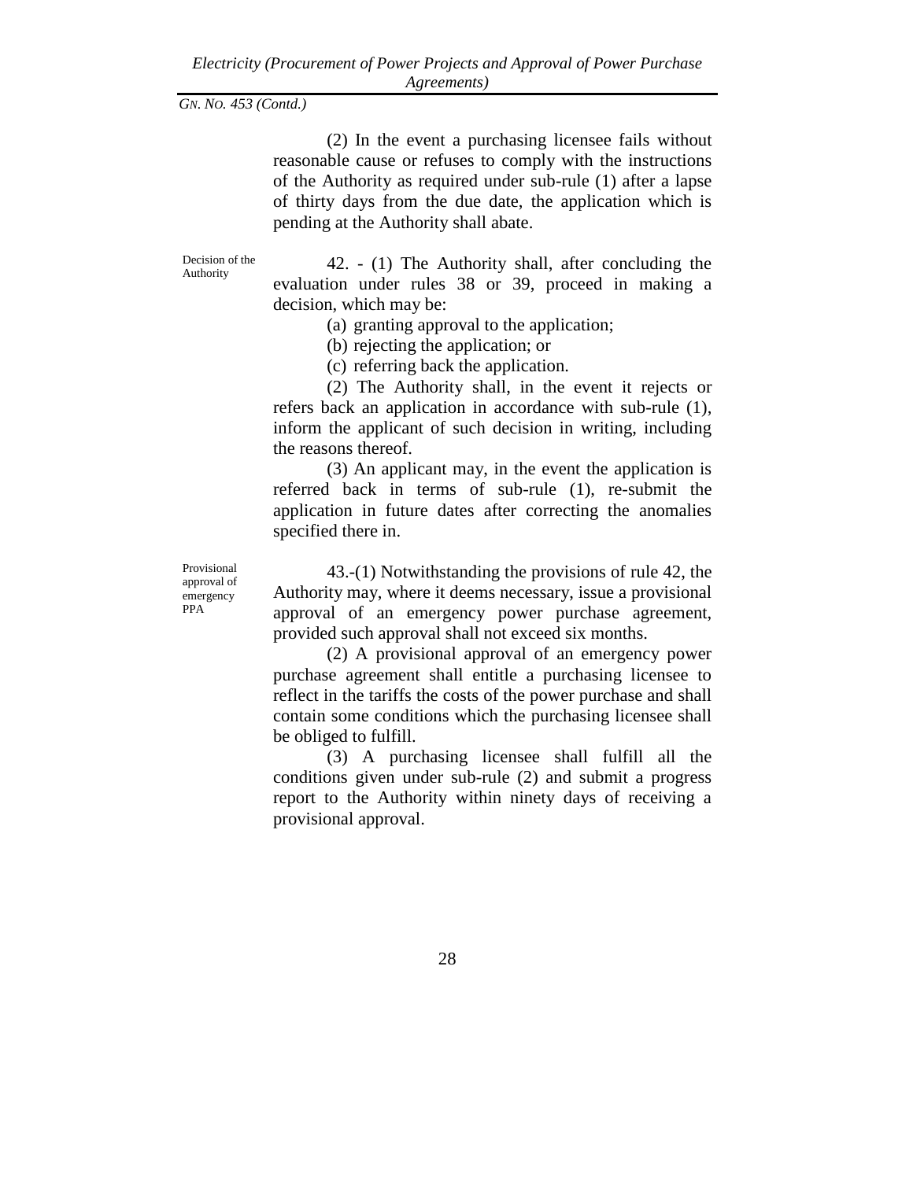*GN. NO. 453 (Contd.)*

(2) In the event a purchasing licensee fails without reasonable cause or refuses to comply with the instructions of the Authority as required under sub-rule (1) after a lapse of thirty days from the due date, the application which is pending at the Authority shall abate.

Decision of the Authority

42. - (1) The Authority shall, after concluding the evaluation under rules 38 or 39, proceed in making a decision, which may be:

(a) granting approval to the application;

(b) rejecting the application; or

(c) referring back the application.

(2) The Authority shall, in the event it rejects or refers back an application in accordance with sub-rule (1), inform the applicant of such decision in writing, including the reasons thereof.

(3) An applicant may, in the event the application is referred back in terms of sub-rule (1), re-submit the application in future dates after correcting the anomalies specified there in.

Provisional approval of emergency PPA

43.-(1) Notwithstanding the provisions of rule 42, the Authority may, where it deems necessary, issue a provisional approval of an emergency power purchase agreement, provided such approval shall not exceed six months.

(2) A provisional approval of an emergency power purchase agreement shall entitle a purchasing licensee to reflect in the tariffs the costs of the power purchase and shall contain some conditions which the purchasing licensee shall be obliged to fulfill.

(3) A purchasing licensee shall fulfill all the conditions given under sub-rule (2) and submit a progress report to the Authority within ninety days of receiving a provisional approval.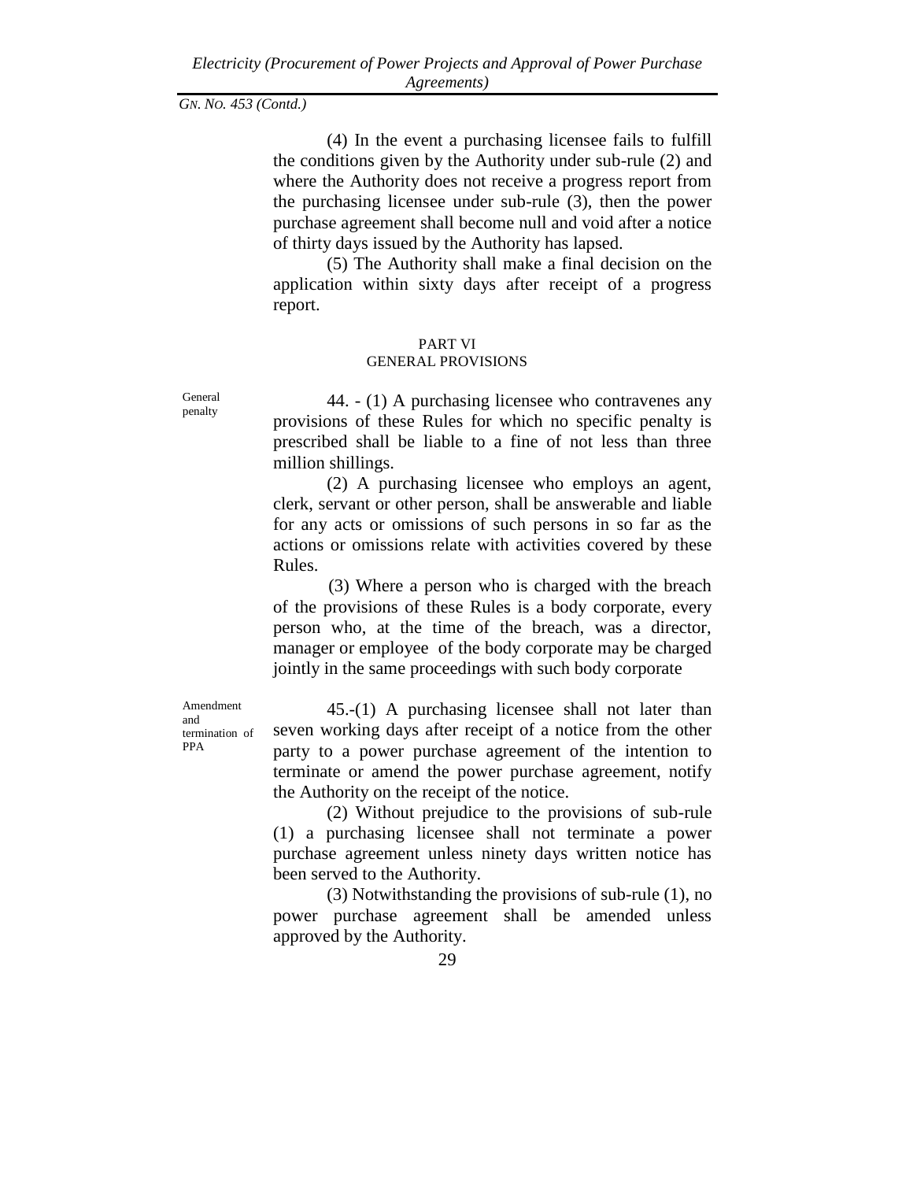(4) In the event a purchasing licensee fails to fulfill the conditions given by the Authority under sub-rule (2) and where the Authority does not receive a progress report from the purchasing licensee under sub-rule (3), then the power purchase agreement shall become null and void after a notice of thirty days issued by the Authority has lapsed.

(5) The Authority shall make a final decision on the application within sixty days after receipt of a progress report.

## PART VI
## GENERAL PROVISIONS

General penalty

44. - (1) A purchasing licensee who contravenes any provisions of these Rules for which no specific penalty is prescribed shall be liable to a fine of not less than three million shillings.

(2) A purchasing licensee who employs an agent, clerk, servant or other person, shall be answerable and liable for any acts or omissions of such persons in so far as the actions or omissions relate with activities covered by these Rules.

(3) Where a person who is charged with the breach of the provisions of these Rules is a body corporate, every person who, at the time of the breach, was a director, manager or employee of the body corporate may be charged jointly in the same proceedings with such body corporate

Amendment and termination of PPA

45.-(1) A purchasing licensee shall not later than seven working days after receipt of a notice from the other party to a power purchase agreement of the intention to terminate or amend the power purchase agreement, notify the Authority on the receipt of the notice.

(2) Without prejudice to the provisions of sub-rule (1) a purchasing licensee shall not terminate a power purchase agreement unless ninety days written notice has been served to the Authority.

(3) Notwithstanding the provisions of sub-rule (1), no power purchase agreement shall be amended unless approved by the Authority.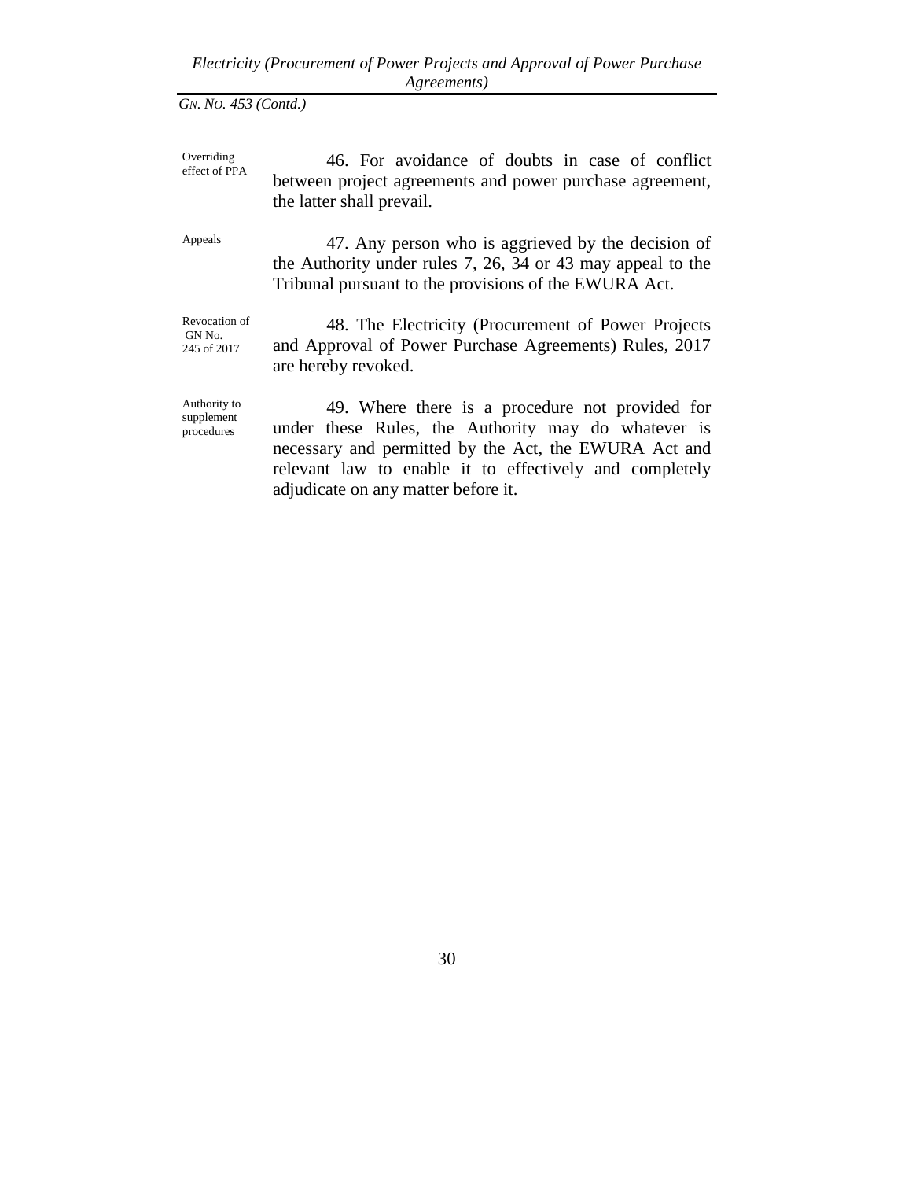*GN. NO. 453 (Contd.)*

**Overriding effect of PPA**

46. For avoidance of doubts in case of conflict between project agreements and power purchase agreement, the latter shall prevail.

**Appeals**

47. Any person who is aggrieved by the decision of the Authority under rules 7, 26, 34 or 43 may appeal to the Tribunal pursuant to the provisions of the EWURA Act.

**Revocation of GN No. 245 of 2017**

48. The Electricity (Procurement of Power Projects and Approval of Power Purchase Agreements) Rules, 2017 are hereby revoked.

**Authority to supplement procedures**

49. Where there is a procedure not provided for under these Rules, the Authority may do whatever is necessary and permitted by the Act, the EWURA Act and relevant law to enable it to effectively and completely adjudicate on any matter before it.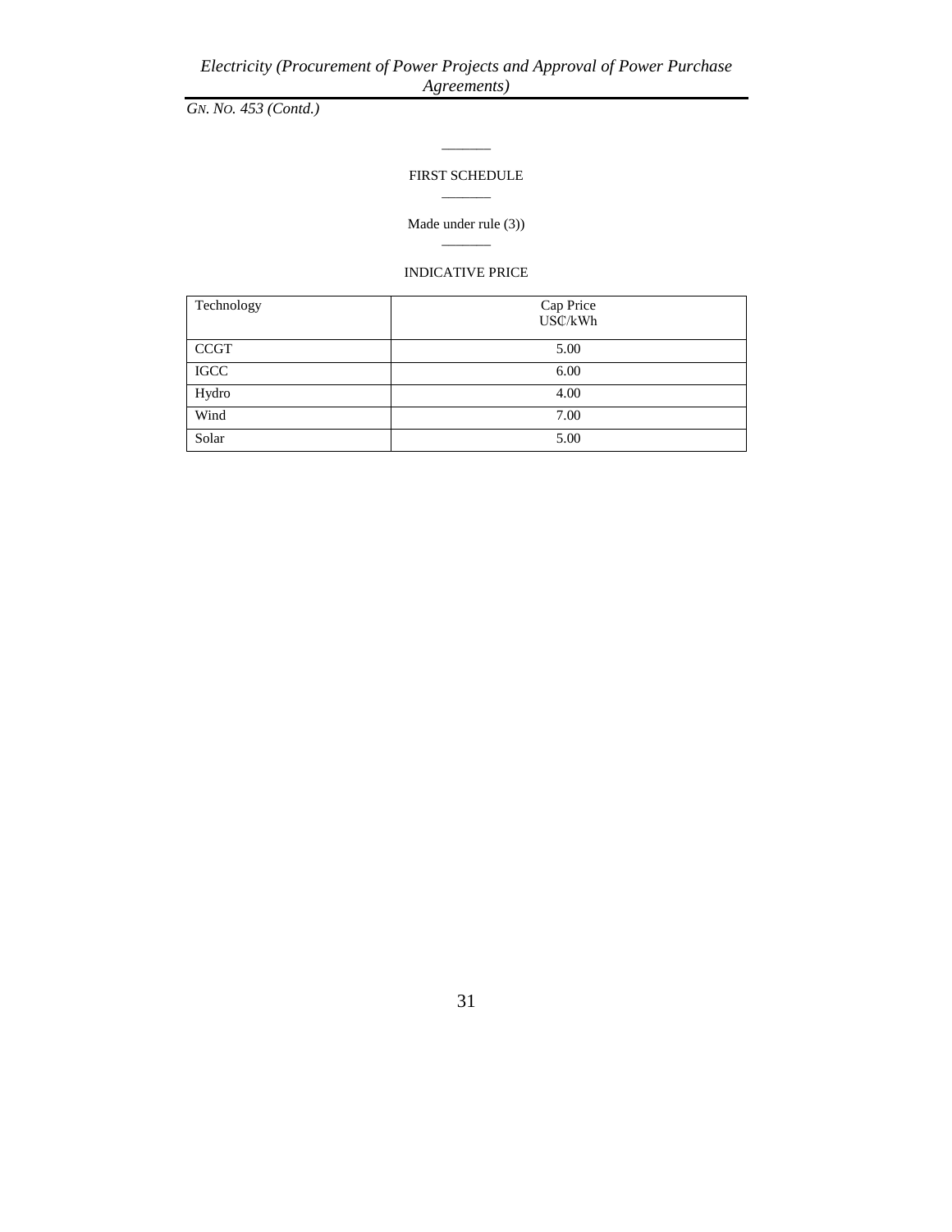*GN. NO. 453 (Contd.)*

## FIRST SCHEDULE

Made under rule (3))

INDICATIVE PRICE

| Technology | Cap Price USȻ/kWh |
|---|---|
| CCGT | 5.00 |
| IGCC | 6.00 |
| Hydro | 4.00 |
| Wind | 7.00 |
| Solar | 5.00 |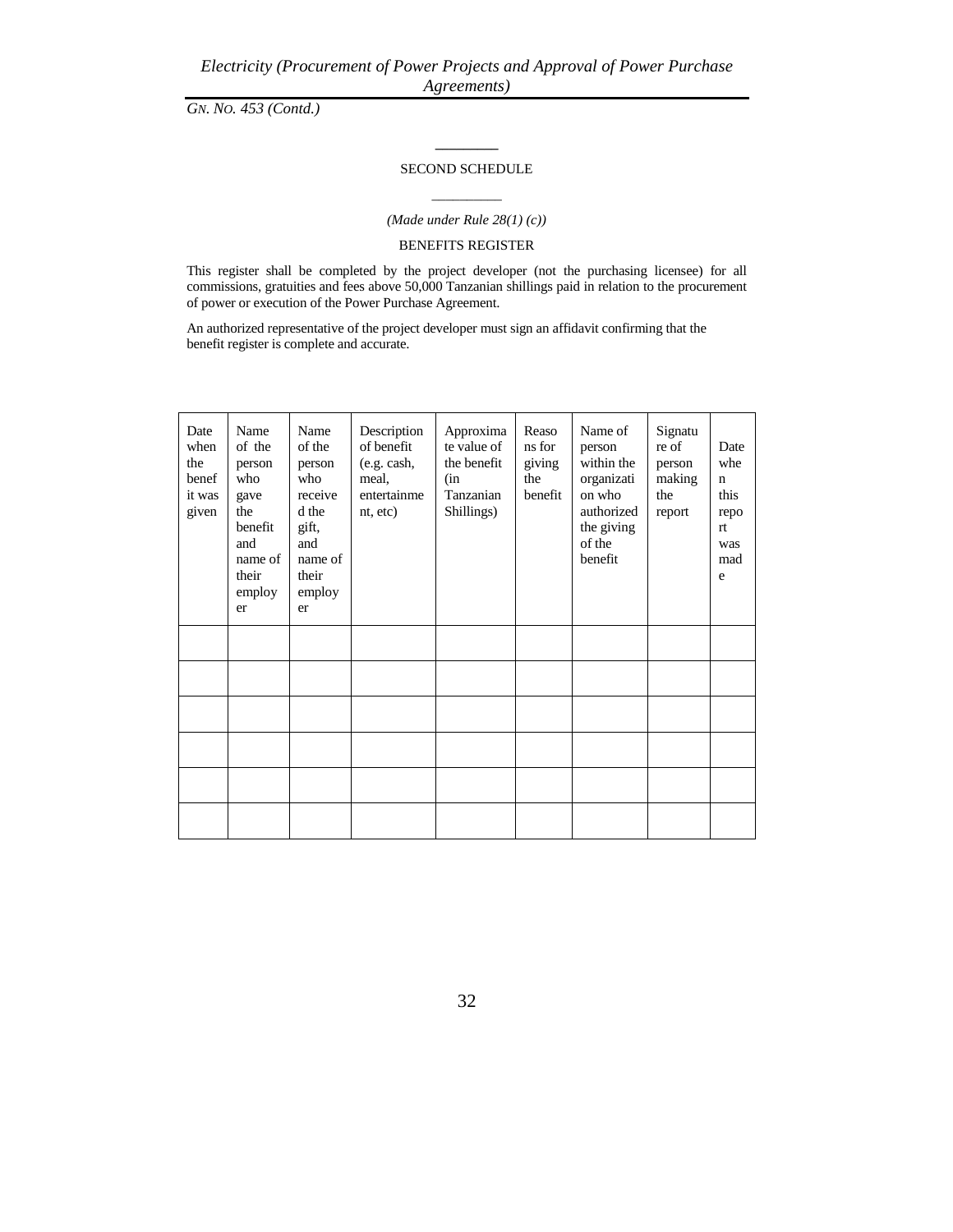*GN. NO. 453 (Contd.)*

## SECOND SCHEDULE

*(Made under Rule 28(1) (c))*

### BENEFITS REGISTER

This register shall be completed by the project developer (not the purchasing licensee) for all commissions, gratuities and fees above 50,000 Tanzanian shillings paid in relation to the procurement of power or execution of the Power Purchase Agreement.

An authorized representative of the project developer must sign an affidavit confirming that the benefit register is complete and accurate.

| Date when the benefit it was given | Name of the person who gave the benefit and name of their employer | Name of the person who received the gift, and name of their employer | Description of benefit (e.g. cash, meal, entertainment, etc) | Approximate value of the benefit (in Tanzanian Shillings) | Reasons for giving the benefit | Name of person within the organization who authorized the giving of the benefit | Signature of person making the report | Date when this report was made |
|---|---|---|---|---|---|---|---|---|
| | | | | | | | | |
| | | | | | | | | |
| | | | | | | | | |
| | | | | | | | | |
| | | | | | | | | |
| | | | | | | | | |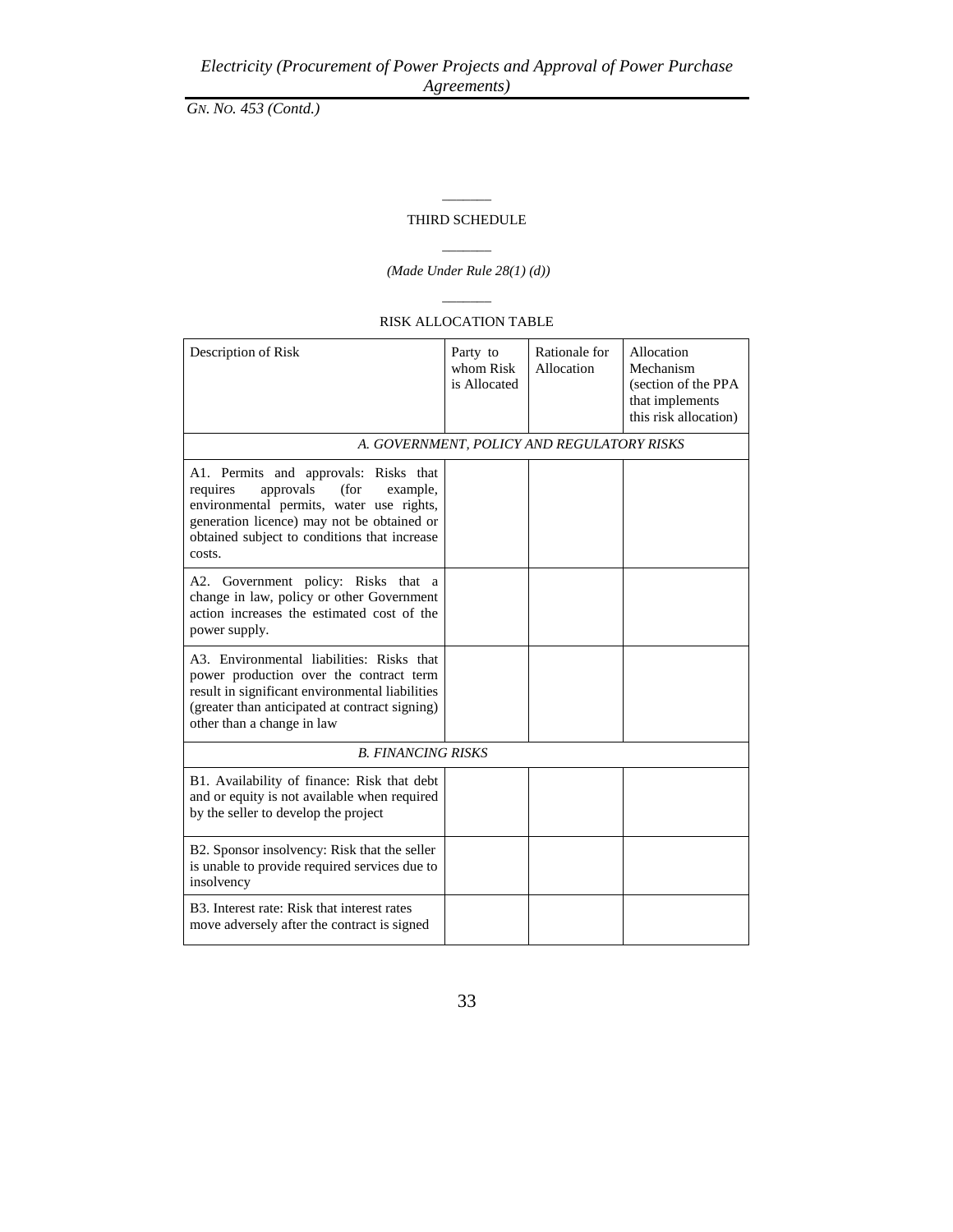*GN. NO. 453 (Contd.)*

## THIRD SCHEDULE

*(Made Under Rule 28(1) (d))*

### RISK ALLOCATION TABLE

| Description of Risk | Party to whom Risk is Allocated | Rationale for Allocation | Allocation Mechanism (section of the PPA that implements this risk allocation) |
|---|---|---|---|
| *A. GOVERNMENT, POLICY AND REGULATORY RISKS* | | | |
| A1. Permits and approvals: Risks that requires approvals (for example, environmental permits, water use rights, generation licence) may not be obtained or obtained subject to conditions that increase costs. | | | |
| A2. Government policy: Risks that a change in law, policy or other Government action increases the estimated cost of the power supply. | | | |
| A3. Environmental liabilities: Risks that power production over the contract term result in significant environmental liabilities (greater than anticipated at contract signing) other than a change in law | | | |
| *B. FINANCING RISKS* | | | |
| B1. Availability of finance: Risk that debt and or equity is not available when required by the seller to develop the project | | | |
| B2. Sponsor insolvency: Risk that the seller is unable to provide required services due to insolvency | | | |
| B3. Interest rate: Risk that interest rates move adversely after the contract is signed | | | |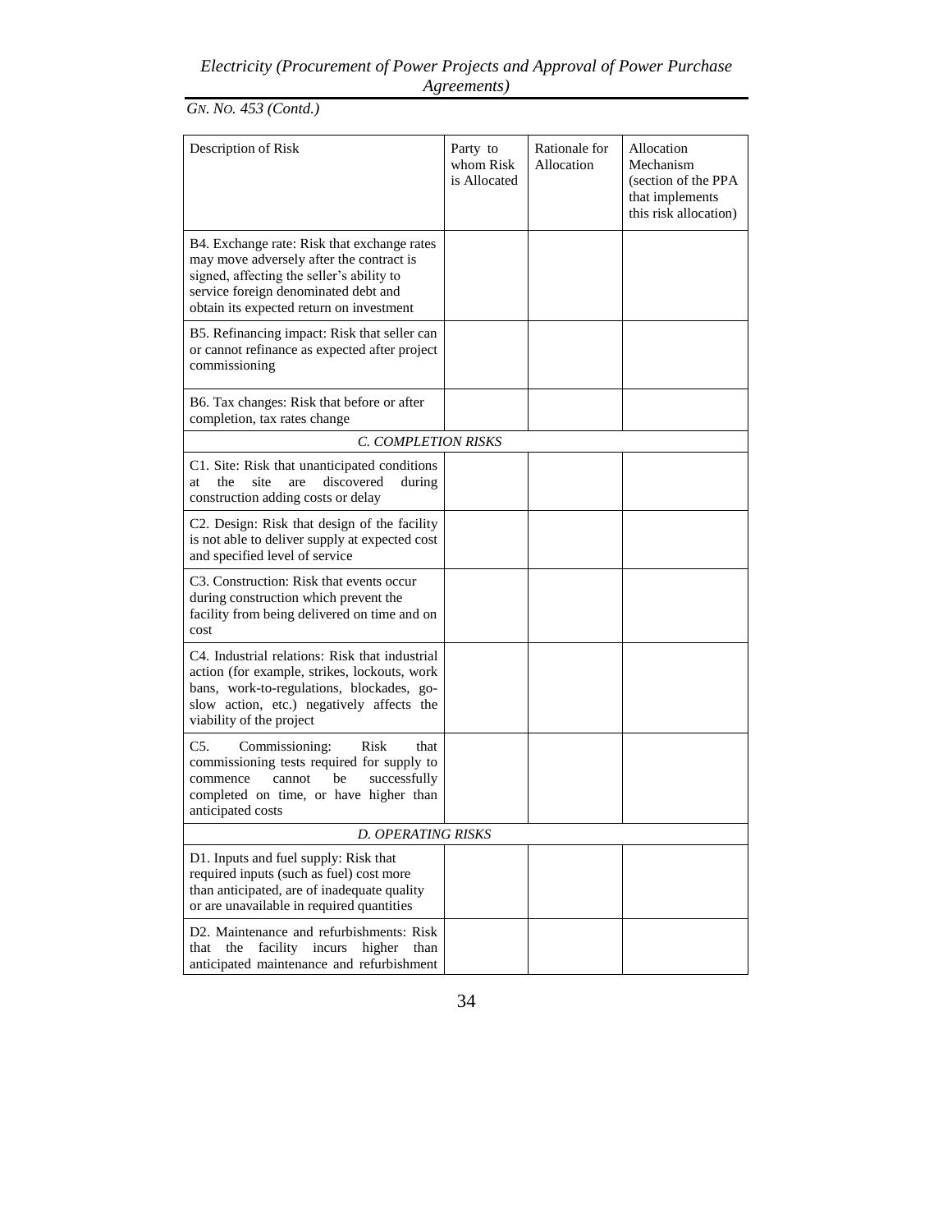*GN. NO. 453 (Contd.)*

| Description of Risk | Party to whom Risk is Allocated | Rationale for Allocation | Allocation Mechanism (section of the PPA that implements this risk allocation) |
|---|---|---|---|
| B4. Exchange rate: Risk that exchange rates may move adversely after the contract is signed, affecting the seller's ability to service foreign denominated debt and obtain its expected return on investment | | | |
| B5. Refinancing impact: Risk that seller can or cannot refinance as expected after project commissioning | | | |
| B6. Tax changes: Risk that before or after completion, tax rates change | | | |
| *C. COMPLETION RISKS* | | | |
| C1. Site: Risk that unanticipated conditions at the site are discovered during construction adding costs or delay | | | |
| C2. Design: Risk that design of the facility is not able to deliver supply at expected cost and specified level of service | | | |
| C3. Construction: Risk that events occur during construction which prevent the facility from being delivered on time and on cost | | | |
| C4. Industrial relations: Risk that industrial action (for example, strikes, lockouts, work bans, work-to-regulations, blockades, go-slow action, etc.) negatively affects the viability of the project | | | |
| C5. Commissioning: Risk that commissioning tests required for supply to commence cannot be successfully completed on time, or have higher than anticipated costs | | | |
| *D. OPERATING RISKS* | | | |
| D1. Inputs and fuel supply: Risk that required inputs (such as fuel) cost more than anticipated, are of inadequate quality or are unavailable in required quantities | | | |
| D2. Maintenance and refurbishments: Risk that the facility incurs higher than anticipated maintenance and refurbishment | | | |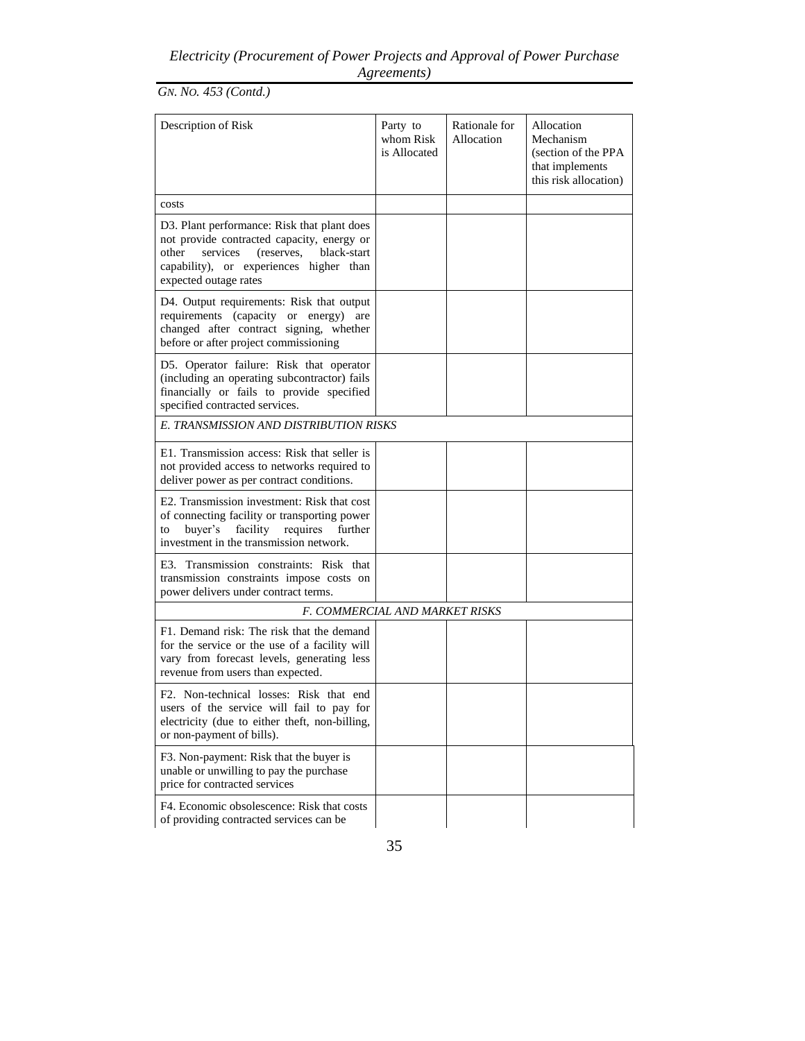*GN. NO. 453 (Contd.)*

| Description of Risk | Party to whom Risk is Allocated | Rationale for Allocation | Allocation Mechanism (section of the PPA that implements this risk allocation) |
|---|---|---|---|
| costs | | | |
| D3. Plant performance: Risk that plant does not provide contracted capacity, energy or other services (reserves, black-start capability), or experiences higher than expected outage rates | | | |
| D4. Output requirements: Risk that output requirements (capacity or energy) are changed after contract signing, whether before or after project commissioning | | | |
| D5. Operator failure: Risk that operator (including an operating subcontractor) fails financially or fails to provide specified specified contracted services. | | | |
| *E. TRANSMISSION AND DISTRIBUTION RISKS* | | | |
| E1. Transmission access: Risk that seller is not provided access to networks required to deliver power as per contract conditions. | | | |
| E2. Transmission investment: Risk that cost of connecting facility or transporting power to buyer's facility requires further investment in the transmission network. | | | |
| E3. Transmission constraints: Risk that transmission constraints impose costs on power delivers under contract terms. | | | |
| *F. COMMERCIAL AND MARKET RISKS* | | | |
| F1. Demand risk: The risk that the demand for the service or the use of a facility will vary from forecast levels, generating less revenue from users than expected. | | | |
| F2. Non-technical losses: Risk that end users of the service will fail to pay for electricity (due to either theft, non-billing, or non-payment of bills). | | | |
| F3. Non-payment: Risk that the buyer is unable or unwilling to pay the purchase price for contracted services | | | |
| F4. Economic obsolescence: Risk that costs of providing contracted services can be | | | |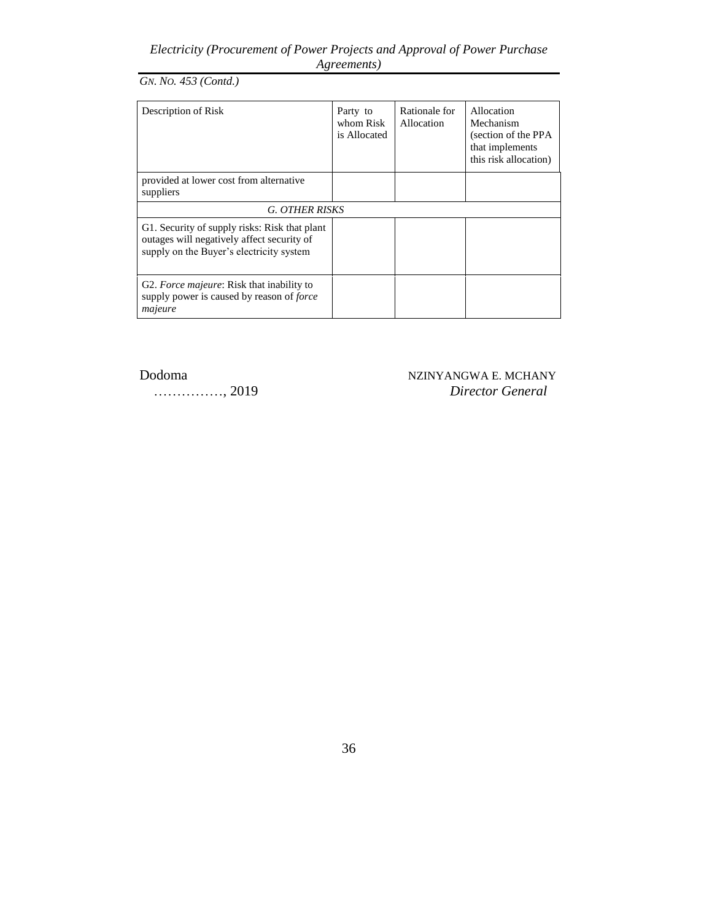*GN. NO. 453 (Contd.)*

| Description of Risk | Party to whom Risk is Allocated | Rationale for Allocation | Allocation Mechanism (section of the PPA that implements this risk allocation) |
|---|---|---|---|
| provided at lower cost from alternative suppliers | | | |
| *G. OTHER RISKS* | | | |
| G1. Security of supply risks: Risk that plant outages will negatively affect security of supply on the Buyer's electricity system | | | |
| G2. *Force majeure*: Risk that inability to supply power is caused by reason of *force majeure* | | | |

Dodoma
……………, 2019

NZINYANGWA E. MCHANY
*Director General*